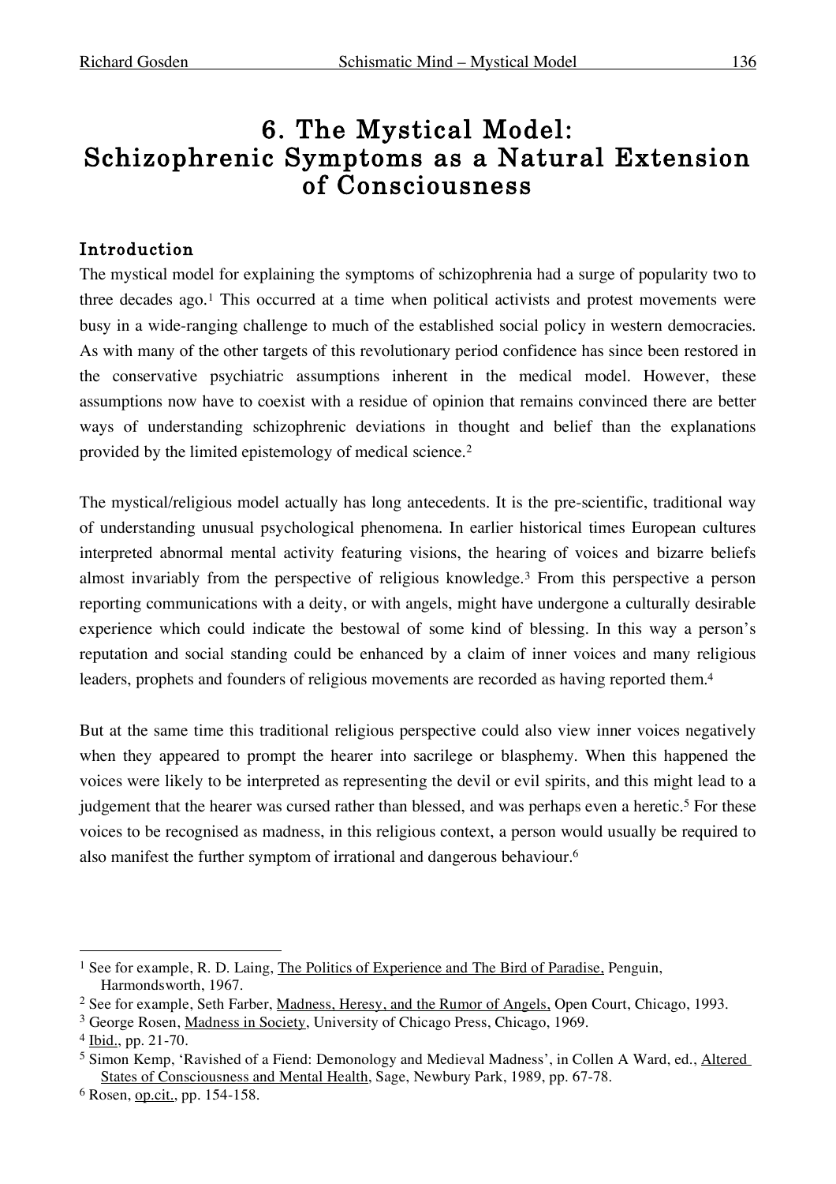# 6. The Mystical Model: Schizophrenic Symptoms as a Natural Extension of Consciousness

## Introduction

The mystical model for explaining the symptoms of schizophrenia had a surge of popularity two to three decades ago.[1] This occurred at a time when political activists and protest movements were busy in a wide-ranging challenge to much of the established social policy in western democracies. As with many of the other targets of this revolutionary period confidence has since been restored in the conservative psychiatric assumptions inherent in the medical model. However, these assumptions now have to coexist with a residue of opinion that remains convinced there are better ways of understanding schizophrenic deviations in thought and belief than the explanations provided by the limited epistemology of medical science.[2]

The mystical/religious model actually has long antecedents. It is the pre-scientific, traditional way of understanding unusual psychological phenomena. In earlier historical times European cultures interpreted abnormal mental activity featuring visions, the hearing of voices and bizarre beliefs almost invariably from the perspective of religious knowledge.[3] From this perspective a person reporting communications with a deity, or with angels, might have undergone a culturally desirable experience which could indicate the bestowal of some kind of blessing. In this way a person's reputation and social standing could be enhanced by a claim of inner voices and many religious leaders, prophets and founders of religious movements are recorded as having reported them.[4]

But at the same time this traditional religious perspective could also view inner voices negatively when they appeared to prompt the hearer into sacrilege or blasphemy. When this happened the voices were likely to be interpreted as representing the devil or evil spirits, and this might lead to a judgement that the hearer was cursed rather than blessed, and was perhaps even a heretic.[5] For these voices to be recognised as madness, in this religious context, a person would usually be required to also manifest the further symptom of irrational and dangerous behaviour.[6]

---

[1] See for example, R. D. Laing, The Politics of Experience and The Bird of Paradise, Penguin, Harmondsworth, 1967.

[2] See for example, Seth Farber, Madness, Heresy, and the Rumor of Angels, Open Court, Chicago, 1993.

[3] George Rosen, Madness in Society, University of Chicago Press, Chicago, 1969.

[4] Ibid., pp. 21-70.

[5] Simon Kemp, 'Ravished of a Fiend: Demonology and Medieval Madness', in Collen A Ward, ed., Altered States of Consciousness and Mental Health, Sage, Newbury Park, 1989, pp. 67-78.

[6] Rosen, op.cit., pp. 154-158.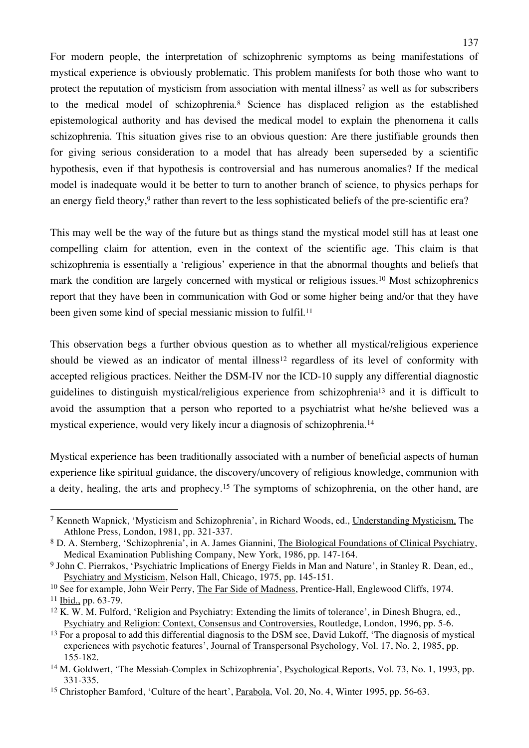For modern people, the interpretation of schizophrenic symptoms as being manifestations of mystical experience is obviously problematic. This problem manifests for both those who want to protect the reputation of mysticism from association with mental illness[7] as well as for subscribers to the medical model of schizophrenia.[8] Science has displaced religion as the established epistemological authority and has devised the medical model to explain the phenomena it calls schizophrenia. This situation gives rise to an obvious question: Are there justifiable grounds then for giving serious consideration to a model that has already been superseded by a scientific hypothesis, even if that hypothesis is controversial and has numerous anomalies? If the medical model is inadequate would it be better to turn to another branch of science, to physics perhaps for an energy field theory,[9] rather than revert to the less sophisticated beliefs of the pre-scientific era?

This may well be the way of the future but as things stand the mystical model still has at least one compelling claim for attention, even in the context of the scientific age. This claim is that schizophrenia is essentially a 'religious' experience in that the abnormal thoughts and beliefs that mark the condition are largely concerned with mystical or religious issues.[10] Most schizophrenics report that they have been in communication with God or some higher being and/or that they have been given some kind of special messianic mission to fulfil.[11]

This observation begs a further obvious question as to whether all mystical/religious experience should be viewed as an indicator of mental illness[12] regardless of its level of conformity with accepted religious practices. Neither the DSM-IV nor the ICD-10 supply any differential diagnostic guidelines to distinguish mystical/religious experience from schizophrenia[13] and it is difficult to avoid the assumption that a person who reported to a psychiatrist what he/she believed was a mystical experience, would very likely incur a diagnosis of schizophrenia.[14]

Mystical experience has been traditionally associated with a number of beneficial aspects of human experience like spiritual guidance, the discovery/uncovery of religious knowledge, communion with a deity, healing, the arts and prophecy.[15] The symptoms of schizophrenia, on the other hand, are

---

[7] Kenneth Wapnick, 'Mysticism and Schizophrenia', in Richard Woods, ed., Understanding Mysticism, The Athlone Press, London, 1981, pp. 321-337.

[8] D. A. Sternberg, 'Schizophrenia', in A. James Giannini, The Biological Foundations of Clinical Psychiatry, Medical Examination Publishing Company, New York, 1986, pp. 147-164.

[9] John C. Pierrakos, 'Psychiatric Implications of Energy Fields in Man and Nature', in Stanley R. Dean, ed., Psychiatry and Mysticism, Nelson Hall, Chicago, 1975, pp. 145-151.

[10] See for example, John Weir Perry, The Far Side of Madness, Prentice-Hall, Englewood Cliffs, 1974.

[11] Ibid., pp. 63-79.

[12] K. W. M. Fulford, 'Religion and Psychiatry: Extending the limits of tolerance', in Dinesh Bhugra, ed., Psychiatry and Religion: Context, Consensus and Controversies, Routledge, London, 1996, pp. 5-6.

[13] For a proposal to add this differential diagnosis to the DSM see, David Lukoff, 'The diagnosis of mystical experiences with psychotic features', Journal of Transpersonal Psychology, Vol. 17, No. 2, 1985, pp. 155-182.

[14] M. Goldwert, 'The Messiah-Complex in Schizophrenia', Psychological Reports, Vol. 73, No. 1, 1993, pp. 331-335.

[15] Christopher Bamford, 'Culture of the heart', Parabola, Vol. 20, No. 4, Winter 1995, pp. 56-63.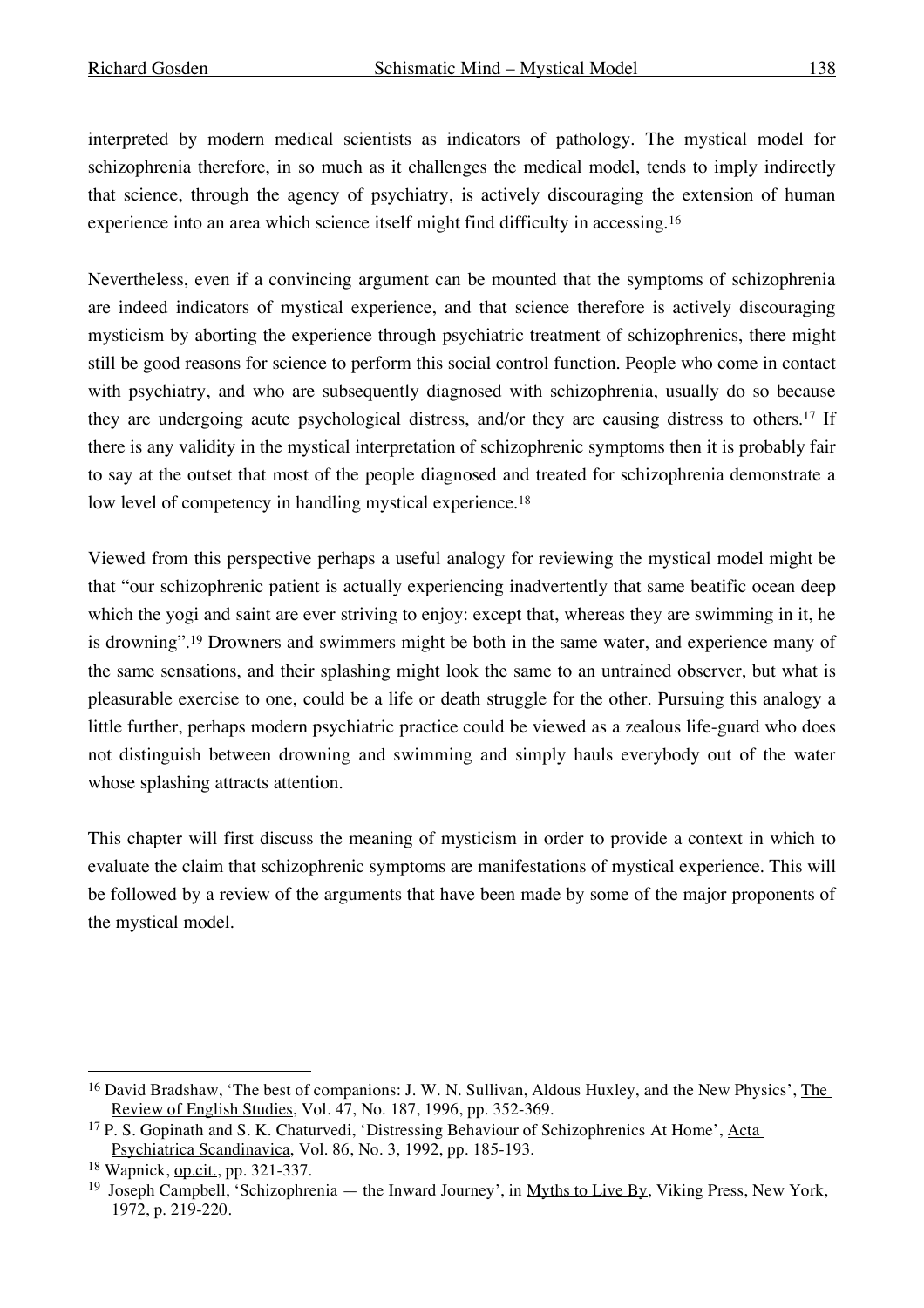interpreted by modern medical scientists as indicators of pathology. The mystical model for schizophrenia therefore, in so much as it challenges the medical model, tends to imply indirectly that science, through the agency of psychiatry, is actively discouraging the extension of human experience into an area which science itself might find difficulty in accessing.[16]

Nevertheless, even if a convincing argument can be mounted that the symptoms of schizophrenia are indeed indicators of mystical experience, and that science therefore is actively discouraging mysticism by aborting the experience through psychiatric treatment of schizophrenics, there might still be good reasons for science to perform this social control function. People who come in contact with psychiatry, and who are subsequently diagnosed with schizophrenia, usually do so because they are undergoing acute psychological distress, and/or they are causing distress to others.[17] If there is any validity in the mystical interpretation of schizophrenic symptoms then it is probably fair to say at the outset that most of the people diagnosed and treated for schizophrenia demonstrate a low level of competency in handling mystical experience.[18]

Viewed from this perspective perhaps a useful analogy for reviewing the mystical model might be that "our schizophrenic patient is actually experiencing inadvertently that same beatific ocean deep which the yogi and saint are ever striving to enjoy: except that, whereas they are swimming in it, he is drowning".[19] Drowners and swimmers might be both in the same water, and experience many of the same sensations, and their splashing might look the same to an untrained observer, but what is pleasurable exercise to one, could be a life or death struggle for the other. Pursuing this analogy a little further, perhaps modern psychiatric practice could be viewed as a zealous life-guard who does not distinguish between drowning and swimming and simply hauls everybody out of the water whose splashing attracts attention.

This chapter will first discuss the meaning of mysticism in order to provide a context in which to evaluate the claim that schizophrenic symptoms are manifestations of mystical experience. This will be followed by a review of the arguments that have been made by some of the major proponents of the mystical model.

---

[16] David Bradshaw, 'The best of companions: J. W. N. Sullivan, Aldous Huxley, and the New Physics', The Review of English Studies, Vol. 47, No. 187, 1996, pp. 352-369.

[17] P. S. Gopinath and S. K. Chaturvedi, 'Distressing Behaviour of Schizophrenics At Home', Acta Psychiatrica Scandinavica, Vol. 86, No. 3, 1992, pp. 185-193.

[18] Wapnick, op.cit., pp. 321-337.

[19] Joseph Campbell, 'Schizophrenia — the Inward Journey', in Myths to Live By, Viking Press, New York, 1972, p. 219-220.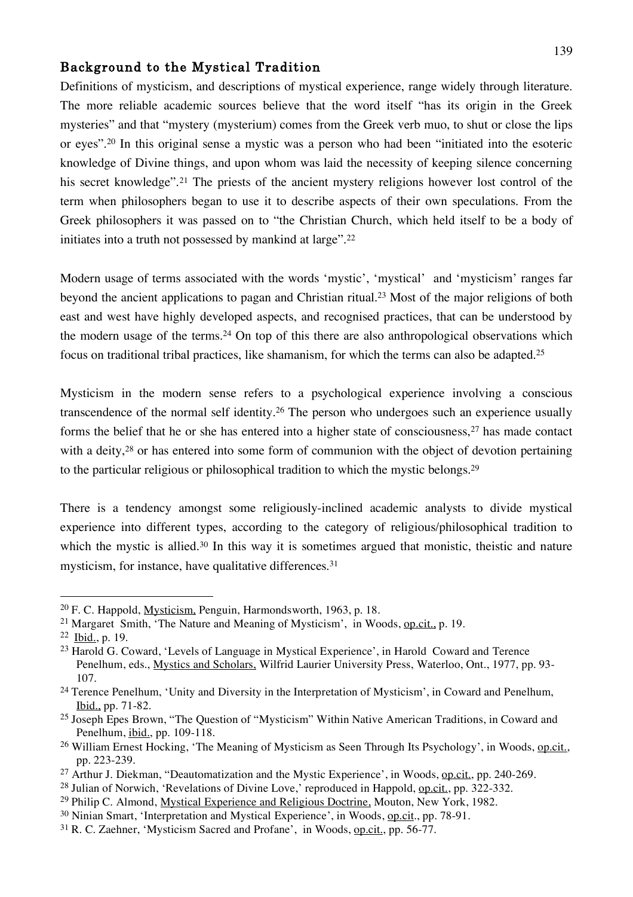## Background to the Mystical Tradition

Definitions of mysticism, and descriptions of mystical experience, range widely through literature. The more reliable academic sources believe that the word itself "has its origin in the Greek mysteries" and that "mystery (mysterium) comes from the Greek verb muo, to shut or close the lips or eyes".[20] In this original sense a mystic was a person who had been "initiated into the esoteric knowledge of Divine things, and upon whom was laid the necessity of keeping silence concerning his secret knowledge".[21] The priests of the ancient mystery religions however lost control of the term when philosophers began to use it to describe aspects of their own speculations. From the Greek philosophers it was passed on to "the Christian Church, which held itself to be a body of initiates into a truth not possessed by mankind at large".[22]

Modern usage of terms associated with the words 'mystic', 'mystical' and 'mysticism' ranges far beyond the ancient applications to pagan and Christian ritual.[23] Most of the major religions of both east and west have highly developed aspects, and recognised practices, that can be understood by the modern usage of the terms.[24] On top of this there are also anthropological observations which focus on traditional tribal practices, like shamanism, for which the terms can also be adapted.[25]

Mysticism in the modern sense refers to a psychological experience involving a conscious transcendence of the normal self identity.[26] The person who undergoes such an experience usually forms the belief that he or she has entered into a higher state of consciousness,[27] has made contact with a deity,[28] or has entered into some form of communion with the object of devotion pertaining to the particular religious or philosophical tradition to which the mystic belongs.[29]

There is a tendency amongst some religiously-inclined academic analysts to divide mystical experience into different types, according to the category of religious/philosophical tradition to which the mystic is allied.[30] In this way it is sometimes argued that monistic, theistic and nature mysticism, for instance, have qualitative differences.[31]

---

[20] F. C. Happold, Mysticism, Penguin, Harmondsworth, 1963, p. 18.

[21] Margaret Smith, 'The Nature and Meaning of Mysticism', in Woods, op.cit., p. 19.

[22] Ibid., p. 19.

[23] Harold G. Coward, 'Levels of Language in Mystical Experience', in Harold Coward and Terence Penelhum, eds., Mystics and Scholars, Wilfrid Laurier University Press, Waterloo, Ont., 1977, pp. 93-107.

[24] Terence Penelhum, 'Unity and Diversity in the Interpretation of Mysticism', in Coward and Penelhum, Ibid., pp. 71-82.

[25] Joseph Epes Brown, "The Question of "Mysticism" Within Native American Traditions, in Coward and Penelhum, ibid., pp. 109-118.

[26] William Ernest Hocking, 'The Meaning of Mysticism as Seen Through Its Psychology', in Woods, op.cit., pp. 223-239.

[27] Arthur J. Diekman, "Deautomatization and the Mystic Experience', in Woods, op.cit., pp. 240-269.

[28] Julian of Norwich, 'Revelations of Divine Love,' reproduced in Happold, op.cit., pp. 322-332.

[29] Philip C. Almond, Mystical Experience and Religious Doctrine, Mouton, New York, 1982.

[30] Ninian Smart, 'Interpretation and Mystical Experience', in Woods, op.cit., pp. 78-91.

[31] R. C. Zaehner, 'Mysticism Sacred and Profane', in Woods, op.cit., pp. 56-77.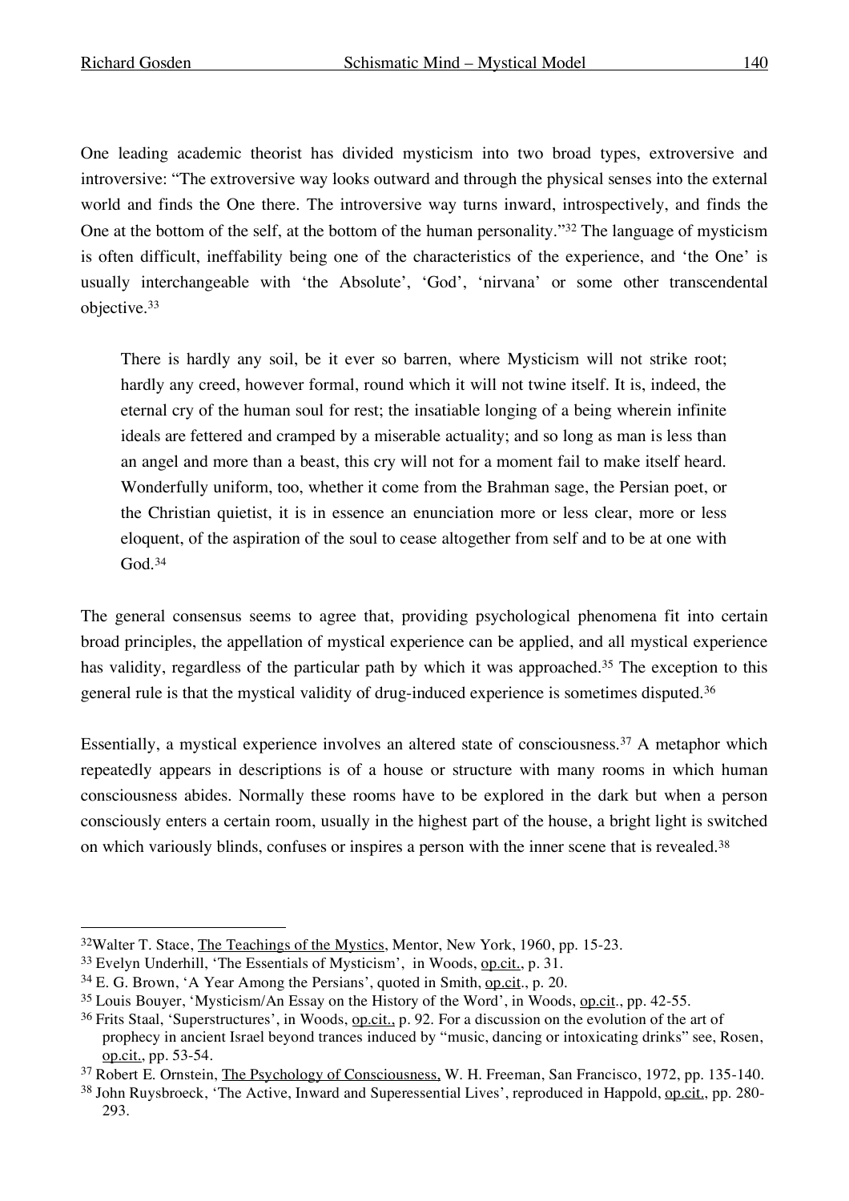One leading academic theorist has divided mysticism into two broad types, extroversive and introversive: "The extroversive way looks outward and through the physical senses into the external world and finds the One there. The introversive way turns inward, introspectively, and finds the One at the bottom of the self, at the bottom of the human personality."[32] The language of mysticism is often difficult, ineffability being one of the characteristics of the experience, and 'the One' is usually interchangeable with 'the Absolute', 'God', 'nirvana' or some other transcendental objective.[33]

> There is hardly any soil, be it ever so barren, where Mysticism will not strike root; hardly any creed, however formal, round which it will not twine itself. It is, indeed, the eternal cry of the human soul for rest; the insatiable longing of a being wherein infinite ideals are fettered and cramped by a miserable actuality; and so long as man is less than an angel and more than a beast, this cry will not for a moment fail to make itself heard. Wonderfully uniform, too, whether it come from the Brahman sage, the Persian poet, or the Christian quietist, it is in essence an enunciation more or less clear, more or less eloquent, of the aspiration of the soul to cease altogether from self and to be at one with God.[34]

The general consensus seems to agree that, providing psychological phenomena fit into certain broad principles, the appellation of mystical experience can be applied, and all mystical experience has validity, regardless of the particular path by which it was approached.[35] The exception to this general rule is that the mystical validity of drug-induced experience is sometimes disputed.[36]

Essentially, a mystical experience involves an altered state of consciousness.[37] A metaphor which repeatedly appears in descriptions is of a house or structure with many rooms in which human consciousness abides. Normally these rooms have to be explored in the dark but when a person consciously enters a certain room, usually in the highest part of the house, a bright light is switched on which variously blinds, confuses or inspires a person with the inner scene that is revealed.[38]

---

[32] Walter T. Stace, The Teachings of the Mystics, Mentor, New York, 1960, pp. 15-23.

[33] Evelyn Underhill, 'The Essentials of Mysticism', in Woods, op.cit., p. 31.

[34] E. G. Brown, 'A Year Among the Persians', quoted in Smith, op.cit., p. 20.

[35] Louis Bouyer, 'Mysticism/An Essay on the History of the Word', in Woods, op.cit., pp. 42-55.

[36] Frits Staal, 'Superstructures', in Woods, op.cit., p. 92. For a discussion on the evolution of the art of prophecy in ancient Israel beyond trances induced by "music, dancing or intoxicating drinks" see, Rosen, op.cit., pp. 53-54.

[37] Robert E. Ornstein, The Psychology of Consciousness, W. H. Freeman, San Francisco, 1972, pp. 135-140.

[38] John Ruysbroeck, 'The Active, Inward and Superessential Lives', reproduced in Happold, op.cit., pp. 280-293.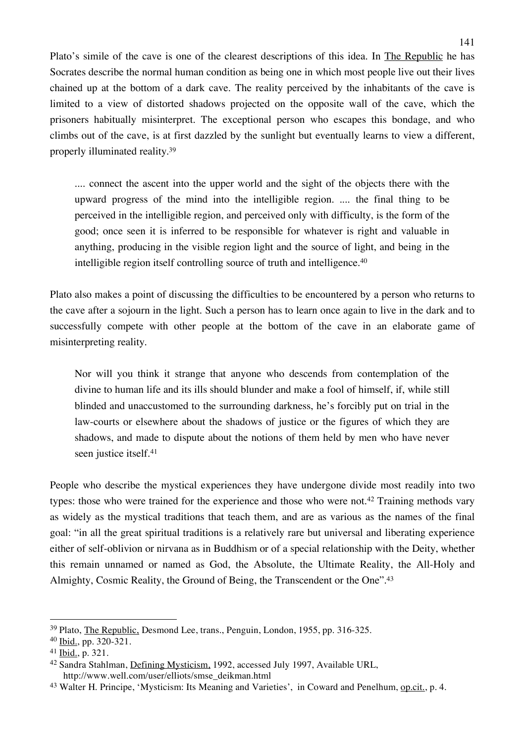Plato's simile of the cave is one of the clearest descriptions of this idea. In The Republic he has Socrates describe the normal human condition as being one in which most people live out their lives chained up at the bottom of a dark cave. The reality perceived by the inhabitants of the cave is limited to a view of distorted shadows projected on the opposite wall of the cave, which the prisoners habitually misinterpret. The exceptional person who escapes this bondage, and who climbs out of the cave, is at first dazzled by the sunlight but eventually learns to view a different, properly illuminated reality.[39]

> .... connect the ascent into the upper world and the sight of the objects there with the upward progress of the mind into the intelligible region. .... the final thing to be perceived in the intelligible region, and perceived only with difficulty, is the form of the good; once seen it is inferred to be responsible for whatever is right and valuable in anything, producing in the visible region light and the source of light, and being in the intelligible region itself controlling source of truth and intelligence.[40]

Plato also makes a point of discussing the difficulties to be encountered by a person who returns to the cave after a sojourn in the light. Such a person has to learn once again to live in the dark and to successfully compete with other people at the bottom of the cave in an elaborate game of misinterpreting reality.

> Nor will you think it strange that anyone who descends from contemplation of the divine to human life and its ills should blunder and make a fool of himself, if, while still blinded and unaccustomed to the surrounding darkness, he's forcibly put on trial in the law-courts or elsewhere about the shadows of justice or the figures of which they are shadows, and made to dispute about the notions of them held by men who have never seen justice itself.[41]

People who describe the mystical experiences they have undergone divide most readily into two types: those who were trained for the experience and those who were not.[42] Training methods vary as widely as the mystical traditions that teach them, and are as various as the names of the final goal: "in all the great spiritual traditions is a relatively rare but universal and liberating experience either of self-oblivion or nirvana as in Buddhism or of a special relationship with the Deity, whether this remain unnamed or named as God, the Absolute, the Ultimate Reality, the All-Holy and Almighty, Cosmic Reality, the Ground of Being, the Transcendent or the One".[43]

---

[39] Plato, The Republic, Desmond Lee, trans., Penguin, London, 1955, pp. 316-325.

[40] Ibid., pp. 320-321.

[41] Ibid., p. 321.

[42] Sandra Stahlman, Defining Mysticism, 1992, accessed July 1997, Available URL, http://www.well.com/user/elliots/smse_deikman.html

[43] Walter H. Principe, 'Mysticism: Its Meaning and Varieties', in Coward and Penelhum, op.cit., p. 4.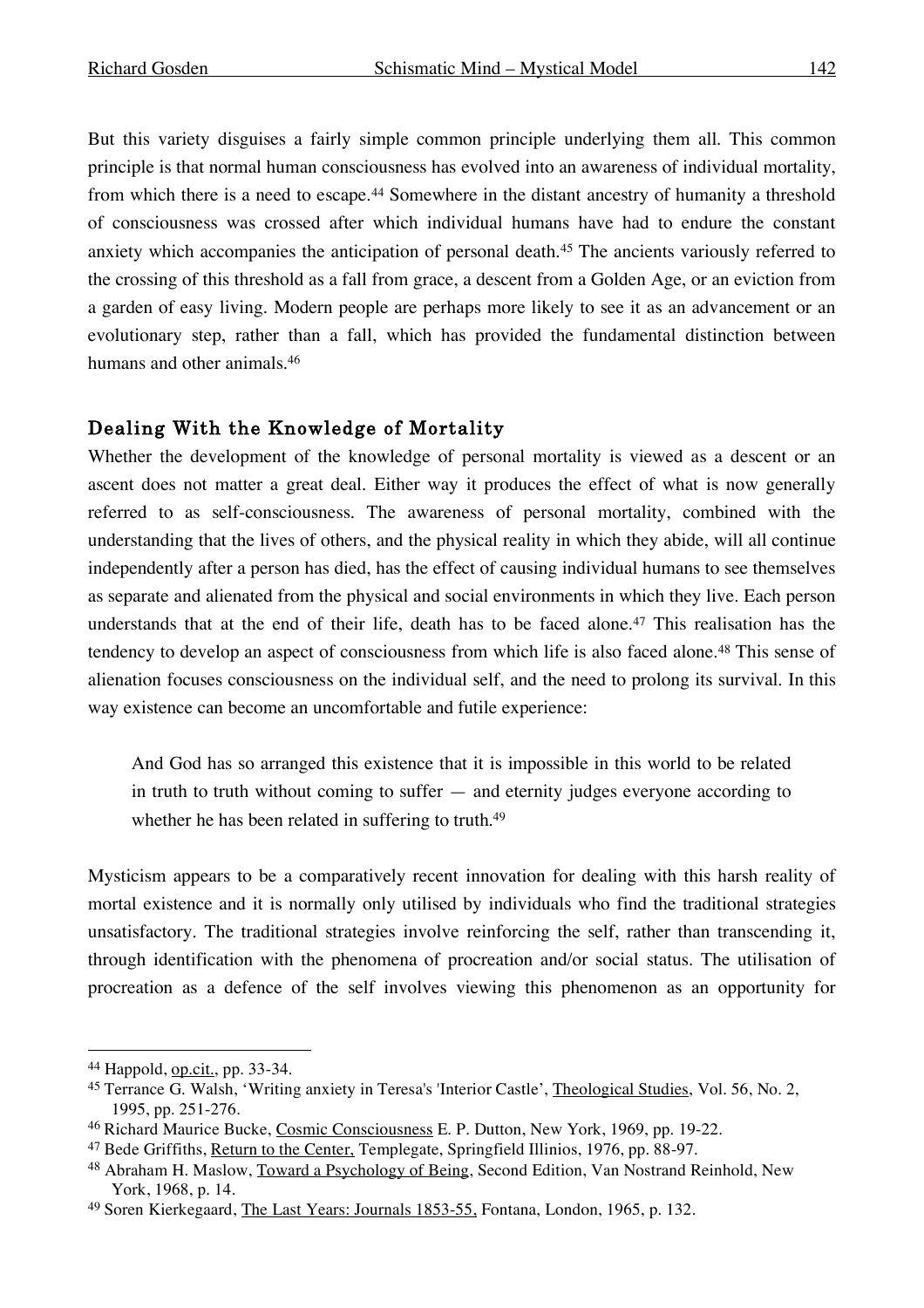But this variety disguises a fairly simple common principle underlying them all. This common principle is that normal human consciousness has evolved into an awareness of individual mortality, from which there is a need to escape.[44] Somewhere in the distant ancestry of humanity a threshold of consciousness was crossed after which individual humans have had to endure the constant anxiety which accompanies the anticipation of personal death.[45] The ancients variously referred to the crossing of this threshold as a fall from grace, a descent from a Golden Age, or an eviction from a garden of easy living. Modern people are perhaps more likely to see it as an advancement or an evolutionary step, rather than a fall, which has provided the fundamental distinction between humans and other animals.[46]

## Dealing With the Knowledge of Mortality

Whether the development of the knowledge of personal mortality is viewed as a descent or an ascent does not matter a great deal. Either way it produces the effect of what is now generally referred to as self-consciousness. The awareness of personal mortality, combined with the understanding that the lives of others, and the physical reality in which they abide, will all continue independently after a person has died, has the effect of causing individual humans to see themselves as separate and alienated from the physical and social environments in which they live. Each person understands that at the end of their life, death has to be faced alone.[47] This realisation has the tendency to develop an aspect of consciousness from which life is also faced alone.[48] This sense of alienation focuses consciousness on the individual self, and the need to prolong its survival. In this way existence can become an uncomfortable and futile experience:

> And God has so arranged this existence that it is impossible in this world to be related in truth to truth without coming to suffer — and eternity judges everyone according to whether he has been related in suffering to truth.[49]

Mysticism appears to be a comparatively recent innovation for dealing with this harsh reality of mortal existence and it is normally only utilised by individuals who find the traditional strategies unsatisfactory. The traditional strategies involve reinforcing the self, rather than transcending it, through identification with the phenomena of procreation and/or social status. The utilisation of procreation as a defence of the self involves viewing this phenomenon as an opportunity for

---

[44] Happold, op.cit., pp. 33-34.

[45] Terrance G. Walsh, 'Writing anxiety in Teresa's 'Interior Castle', Theological Studies, Vol. 56, No. 2, 1995, pp. 251-276.

[46] Richard Maurice Bucke, Cosmic Consciousness E. P. Dutton, New York, 1969, pp. 19-22.

[47] Bede Griffiths, Return to the Center, Templegate, Springfield Illinios, 1976, pp. 88-97.

[48] Abraham H. Maslow, Toward a Psychology of Being, Second Edition, Van Nostrand Reinhold, New York, 1968, p. 14.

[49] Soren Kierkegaard, The Last Years: Journals 1853-55, Fontana, London, 1965, p. 132.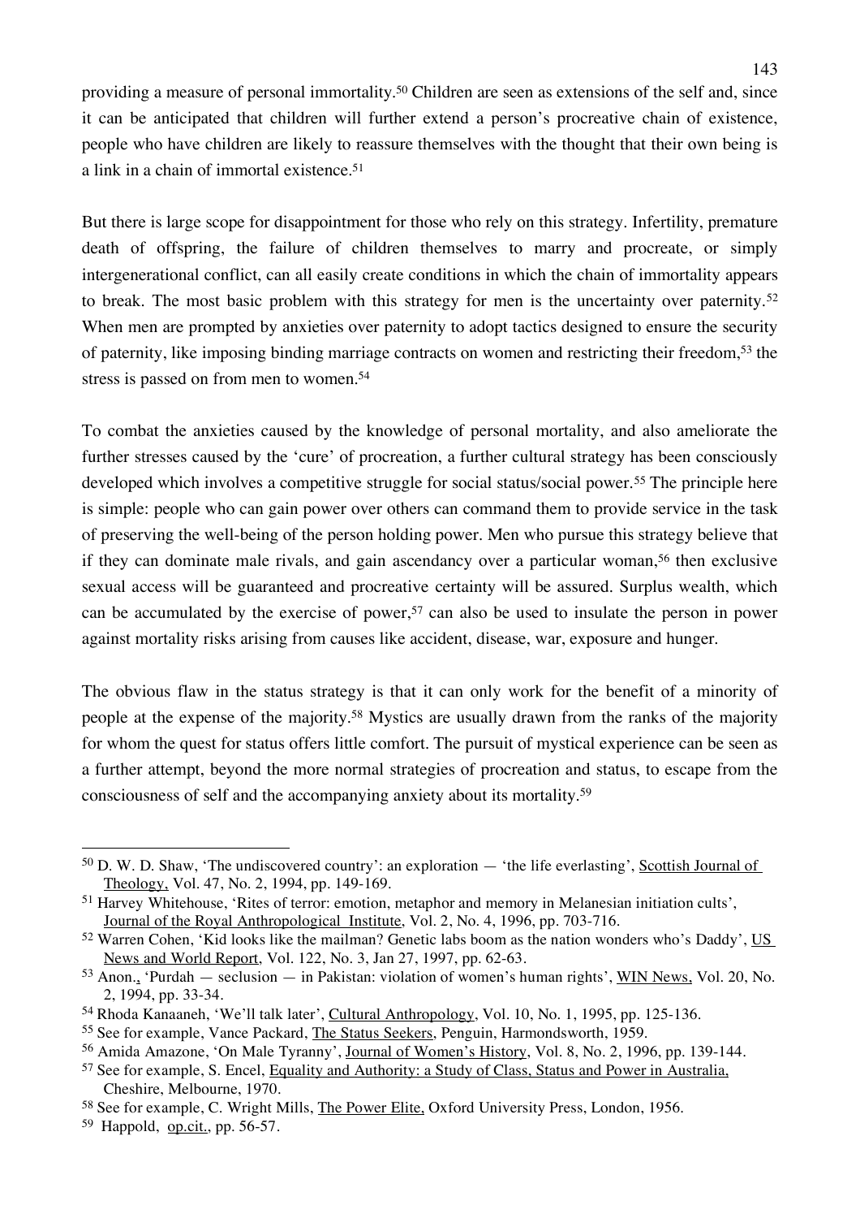providing a measure of personal immortality.[50] Children are seen as extensions of the self and, since it can be anticipated that children will further extend a person's procreative chain of existence, people who have children are likely to reassure themselves with the thought that their own being is a link in a chain of immortal existence.[51]

But there is large scope for disappointment for those who rely on this strategy. Infertility, premature death of offspring, the failure of children themselves to marry and procreate, or simply intergenerational conflict, can all easily create conditions in which the chain of immortality appears to break. The most basic problem with this strategy for men is the uncertainty over paternity.[52] When men are prompted by anxieties over paternity to adopt tactics designed to ensure the security of paternity, like imposing binding marriage contracts on women and restricting their freedom,[53] the stress is passed on from men to women.[54]

To combat the anxieties caused by the knowledge of personal mortality, and also ameliorate the further stresses caused by the 'cure' of procreation, a further cultural strategy has been consciously developed which involves a competitive struggle for social status/social power.[55] The principle here is simple: people who can gain power over others can command them to provide service in the task of preserving the well-being of the person holding power. Men who pursue this strategy believe that if they can dominate male rivals, and gain ascendancy over a particular woman,[56] then exclusive sexual access will be guaranteed and procreative certainty will be assured. Surplus wealth, which can be accumulated by the exercise of power,[57] can also be used to insulate the person in power against mortality risks arising from causes like accident, disease, war, exposure and hunger.

The obvious flaw in the status strategy is that it can only work for the benefit of a minority of people at the expense of the majority.[58] Mystics are usually drawn from the ranks of the majority for whom the quest for status offers little comfort. The pursuit of mystical experience can be seen as a further attempt, beyond the more normal strategies of procreation and status, to escape from the consciousness of self and the accompanying anxiety about its mortality.[59]

---

[50] D. W. D. Shaw, 'The undiscovered country': an exploration — 'the life everlasting', Scottish Journal of Theology, Vol. 47, No. 2, 1994, pp. 149-169.

[51] Harvey Whitehouse, 'Rites of terror: emotion, metaphor and memory in Melanesian initiation cults', Journal of the Royal Anthropological Institute, Vol. 2, No. 4, 1996, pp. 703-716.

[52] Warren Cohen, 'Kid looks like the mailman? Genetic labs boom as the nation wonders who's Daddy', US News and World Report, Vol. 122, No. 3, Jan 27, 1997, pp. 62-63.

[53] Anon., 'Purdah — seclusion — in Pakistan: violation of women's human rights', WIN News, Vol. 20, No. 2, 1994, pp. 33-34.

[54] Rhoda Kanaaneh, 'We'll talk later', Cultural Anthropology, Vol. 10, No. 1, 1995, pp. 125-136.

[55] See for example, Vance Packard, The Status Seekers, Penguin, Harmondsworth, 1959.

[56] Amida Amazone, 'On Male Tyranny', Journal of Women's History, Vol. 8, No. 2, 1996, pp. 139-144.

[57] See for example, S. Encel, Equality and Authority: a Study of Class, Status and Power in Australia, Cheshire, Melbourne, 1970.

[58] See for example, C. Wright Mills, The Power Elite, Oxford University Press, London, 1956.

[59] Happold, op.cit., pp. 56-57.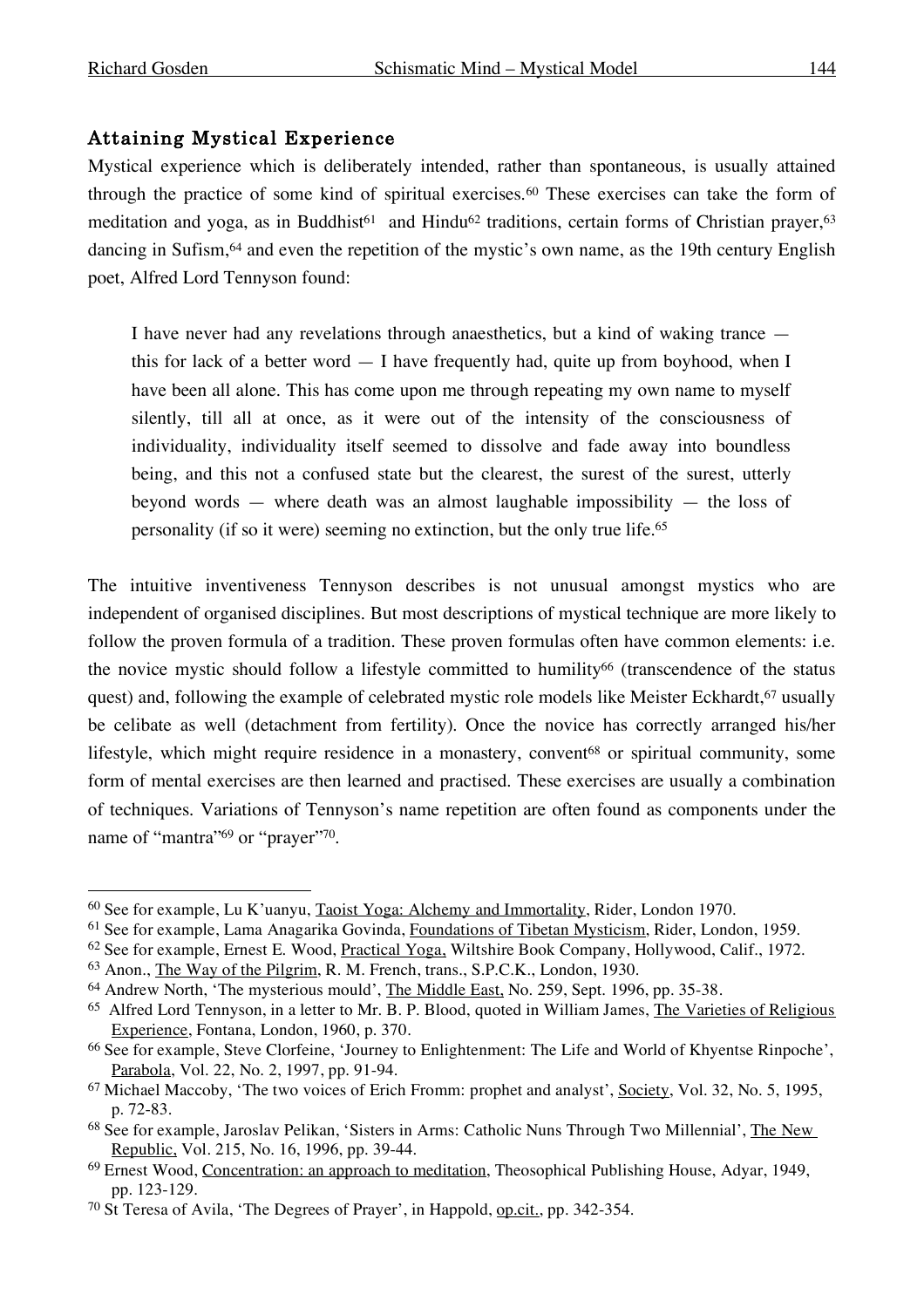## Attaining Mystical Experience

Mystical experience which is deliberately intended, rather than spontaneous, is usually attained through the practice of some kind of spiritual exercises.[60] These exercises can take the form of meditation and yoga, as in Buddhist[61] and Hindu[62] traditions, certain forms of Christian prayer,[63] dancing in Sufism,[64] and even the repetition of the mystic's own name, as the 19th century English poet, Alfred Lord Tennyson found:

> I have never had any revelations through anaesthetics, but a kind of waking trance — this for lack of a better word — I have frequently had, quite up from boyhood, when I have been all alone. This has come upon me through repeating my own name to myself silently, till all at once, as it were out of the intensity of the consciousness of individuality, individuality itself seemed to dissolve and fade away into boundless being, and this not a confused state but the clearest, the surest of the surest, utterly beyond words — where death was an almost laughable impossibility — the loss of personality (if so it were) seeming no extinction, but the only true life.[65]

The intuitive inventiveness Tennyson describes is not unusual amongst mystics who are independent of organised disciplines. But most descriptions of mystical technique are more likely to follow the proven formula of a tradition. These proven formulas often have common elements: i.e. the novice mystic should follow a lifestyle committed to humility[66] (transcendence of the status quest) and, following the example of celebrated mystic role models like Meister Eckhardt,[67] usually be celibate as well (detachment from fertility). Once the novice has correctly arranged his/her lifestyle, which might require residence in a monastery, convent[68] or spiritual community, some form of mental exercises are then learned and practised. These exercises are usually a combination of techniques. Variations of Tennyson's name repetition are often found as components under the name of "mantra"[69] or "prayer"[70].

---

[60] See for example, Lu K'uanyu, Taoist Yoga: Alchemy and Immortality, Rider, London 1970.

[61] See for example, Lama Anagarika Govinda, Foundations of Tibetan Mysticism, Rider, London, 1959.

[62] See for example, Ernest E. Wood, Practical Yoga, Wiltshire Book Company, Hollywood, Calif., 1972.

[63] Anon., The Way of the Pilgrim, R. M. French, trans., S.P.C.K., London, 1930.

[64] Andrew North, 'The mysterious mould', The Middle East, No. 259, Sept. 1996, pp. 35-38.

[65] Alfred Lord Tennyson, in a letter to Mr. B. P. Blood, quoted in William James, The Varieties of Religious Experience, Fontana, London, 1960, p. 370.

[66] See for example, Steve Clorfeine, 'Journey to Enlightenment: The Life and World of Khyentse Rinpoche', Parabola, Vol. 22, No. 2, 1997, pp. 91-94.

[67] Michael Maccoby, 'The two voices of Erich Fromm: prophet and analyst', Society, Vol. 32, No. 5, 1995, p. 72-83.

[68] See for example, Jaroslav Pelikan, 'Sisters in Arms: Catholic Nuns Through Two Millennial', The New Republic, Vol. 215, No. 16, 1996, pp. 39-44.

[69] Ernest Wood, Concentration: an approach to meditation, Theosophical Publishing House, Adyar, 1949, pp. 123-129.

[70] St Teresa of Avila, 'The Degrees of Prayer', in Happold, op.cit., pp. 342-354.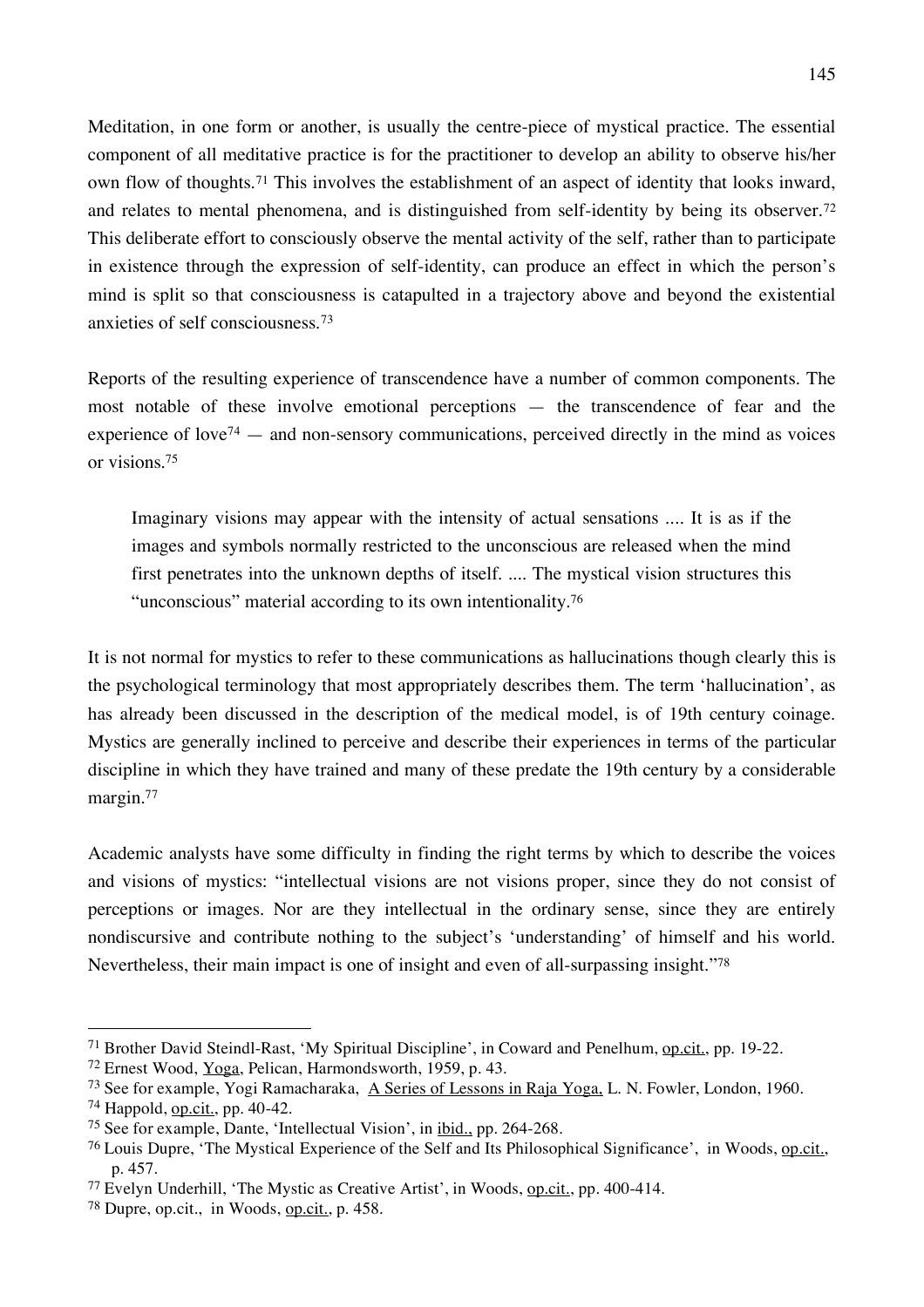Meditation, in one form or another, is usually the centre-piece of mystical practice. The essential component of all meditative practice is for the practitioner to develop an ability to observe his/her own flow of thoughts.[71] This involves the establishment of an aspect of identity that looks inward, and relates to mental phenomena, and is distinguished from self-identity by being its observer.[72] This deliberate effort to consciously observe the mental activity of the self, rather than to participate in existence through the expression of self-identity, can produce an effect in which the person's mind is split so that consciousness is catapulted in a trajectory above and beyond the existential anxieties of self consciousness.[73]

Reports of the resulting experience of transcendence have a number of common components. The most notable of these involve emotional perceptions — the transcendence of fear and the experience of love[74] — and non-sensory communications, perceived directly in the mind as voices or visions.[75]

> Imaginary visions may appear with the intensity of actual sensations .... It is as if the images and symbols normally restricted to the unconscious are released when the mind first penetrates into the unknown depths of itself. .... The mystical vision structures this "unconscious" material according to its own intentionality.[76]

It is not normal for mystics to refer to these communications as hallucinations though clearly this is the psychological terminology that most appropriately describes them. The term 'hallucination', as has already been discussed in the description of the medical model, is of 19th century coinage. Mystics are generally inclined to perceive and describe their experiences in terms of the particular discipline in which they have trained and many of these predate the 19th century by a considerable margin.[77]

Academic analysts have some difficulty in finding the right terms by which to describe the voices and visions of mystics: "intellectual visions are not visions proper, since they do not consist of perceptions or images. Nor are they intellectual in the ordinary sense, since they are entirely nondiscursive and contribute nothing to the subject's 'understanding' of himself and his world. Nevertheless, their main impact is one of insight and even of all-surpassing insight."[78]

---

[71] Brother David Steindl-Rast, 'My Spiritual Discipline', in Coward and Penelhum, op.cit., pp. 19-22.

[72] Ernest Wood, Yoga, Pelican, Harmondsworth, 1959, p. 43.

[73] See for example, Yogi Ramacharaka, A Series of Lessons in Raja Yoga, L. N. Fowler, London, 1960.

[74] Happold, op.cit., pp. 40-42.

[75] See for example, Dante, 'Intellectual Vision', in ibid., pp. 264-268.

[76] Louis Dupre, 'The Mystical Experience of the Self and Its Philosophical Significance', in Woods, op.cit., p. 457.

[77] Evelyn Underhill, 'The Mystic as Creative Artist', in Woods, op.cit., pp. 400-414.

[78] Dupre, op.cit., in Woods, op.cit., p. 458.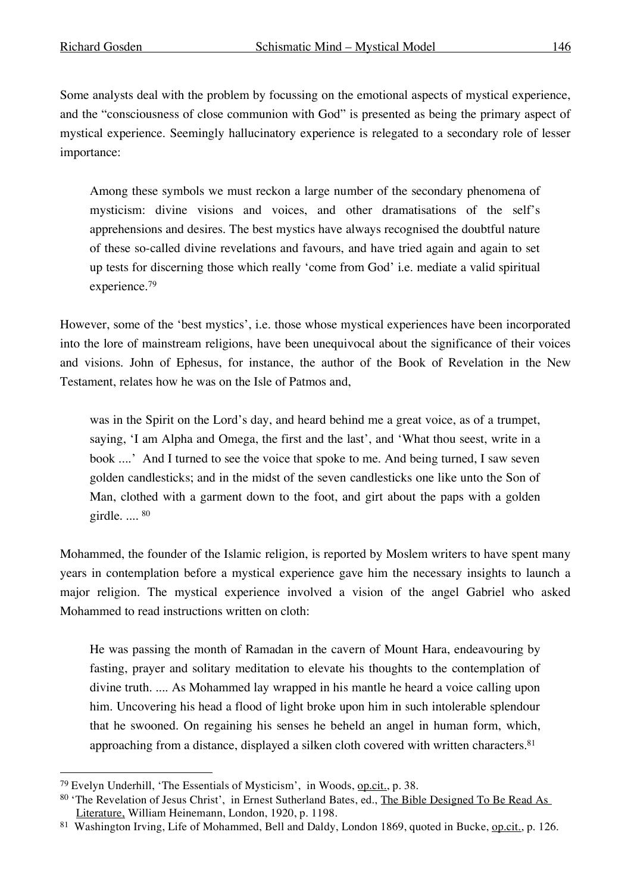Some analysts deal with the problem by focussing on the emotional aspects of mystical experience, and the "consciousness of close communion with God" is presented as being the primary aspect of mystical experience. Seemingly hallucinatory experience is relegated to a secondary role of lesser importance:

> Among these symbols we must reckon a large number of the secondary phenomena of mysticism: divine visions and voices, and other dramatisations of the self's apprehensions and desires. The best mystics have always recognised the doubtful nature of these so-called divine revelations and favours, and have tried again and again to set up tests for discerning those which really 'come from God' i.e. mediate a valid spiritual experience.[79]

However, some of the 'best mystics', i.e. those whose mystical experiences have been incorporated into the lore of mainstream religions, have been unequivocal about the significance of their voices and visions. John of Ephesus, for instance, the author of the Book of Revelation in the New Testament, relates how he was on the Isle of Patmos and,

> was in the Spirit on the Lord's day, and heard behind me a great voice, as of a trumpet, saying, 'I am Alpha and Omega, the first and the last', and 'What thou seest, write in a book ....' And I turned to see the voice that spoke to me. And being turned, I saw seven golden candlesticks; and in the midst of the seven candlesticks one like unto the Son of Man, clothed with a garment down to the foot, and girt about the paps with a golden girdle. .... [80]

Mohammed, the founder of the Islamic religion, is reported by Moslem writers to have spent many years in contemplation before a mystical experience gave him the necessary insights to launch a major religion. The mystical experience involved a vision of the angel Gabriel who asked Mohammed to read instructions written on cloth:

> He was passing the month of Ramadan in the cavern of Mount Hara, endeavouring by fasting, prayer and solitary meditation to elevate his thoughts to the contemplation of divine truth. .... As Mohammed lay wrapped in his mantle he heard a voice calling upon him. Uncovering his head a flood of light broke upon him in such intolerable splendour that he swooned. On regaining his senses he beheld an angel in human form, which, approaching from a distance, displayed a silken cloth covered with written characters.[81]

---

[79] Evelyn Underhill, 'The Essentials of Mysticism', in Woods, op.cit., p. 38.

[80] 'The Revelation of Jesus Christ', in Ernest Sutherland Bates, ed., The Bible Designed To Be Read As Literature, William Heinemann, London, 1920, p. 1198.

[81] Washington Irving, Life of Mohammed, Bell and Daldy, London 1869, quoted in Bucke, op.cit., p. 126.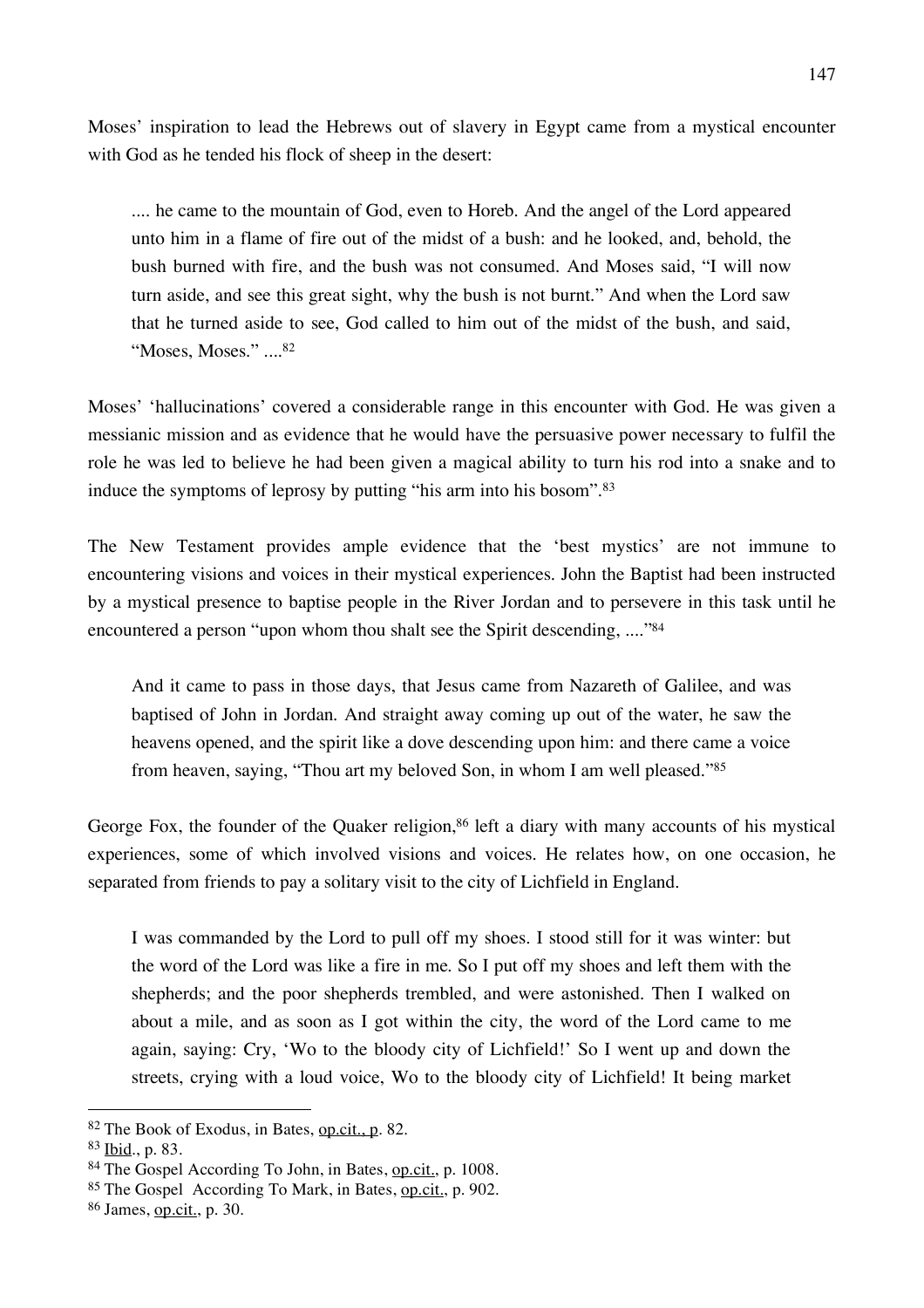Moses' inspiration to lead the Hebrews out of slavery in Egypt came from a mystical encounter with God as he tended his flock of sheep in the desert:

> .... he came to the mountain of God, even to Horeb. And the angel of the Lord appeared unto him in a flame of fire out of the midst of a bush: and he looked, and, behold, the bush burned with fire, and the bush was not consumed. And Moses said, "I will now turn aside, and see this great sight, why the bush is not burnt." And when the Lord saw that he turned aside to see, God called to him out of the midst of the bush, and said, "Moses, Moses." ....[82]

Moses' 'hallucinations' covered a considerable range in this encounter with God. He was given a messianic mission and as evidence that he would have the persuasive power necessary to fulfil the role he was led to believe he had been given a magical ability to turn his rod into a snake and to induce the symptoms of leprosy by putting "his arm into his bosom".[83]

The New Testament provides ample evidence that the 'best mystics' are not immune to encountering visions and voices in their mystical experiences. John the Baptist had been instructed by a mystical presence to baptise people in the River Jordan and to persevere in this task until he encountered a person "upon whom thou shalt see the Spirit descending, ...."[84]

> And it came to pass in those days, that Jesus came from Nazareth of Galilee, and was baptised of John in Jordan. And straight away coming up out of the water, he saw the heavens opened, and the spirit like a dove descending upon him: and there came a voice from heaven, saying, "Thou art my beloved Son, in whom I am well pleased."[85]

George Fox, the founder of the Quaker religion,[86] left a diary with many accounts of his mystical experiences, some of which involved visions and voices. He relates how, on one occasion, he separated from friends to pay a solitary visit to the city of Lichfield in England.

> I was commanded by the Lord to pull off my shoes. I stood still for it was winter: but the word of the Lord was like a fire in me. So I put off my shoes and left them with the shepherds; and the poor shepherds trembled, and were astonished. Then I walked on about a mile, and as soon as I got within the city, the word of the Lord came to me again, saying: Cry, 'Wo to the bloody city of Lichfield!' So I went up and down the streets, crying with a loud voice, Wo to the bloody city of Lichfield! It being market

---

[82] The Book of Exodus, in Bates, op.cit., p. 82.

[83] Ibid., p. 83.

[84] The Gospel According To John, in Bates, op.cit., p. 1008.

[85] The Gospel According To Mark, in Bates, op.cit., p. 902.

[86] James, op.cit., p. 30.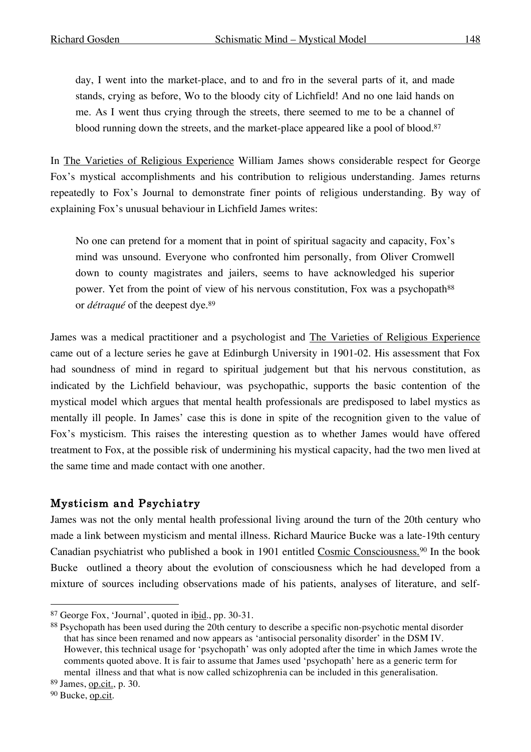> day, I went into the market-place, and to and fro in the several parts of it, and made stands, crying as before, Wo to the bloody city of Lichfield! And no one laid hands on me. As I went thus crying through the streets, there seemed to me to be a channel of blood running down the streets, and the market-place appeared like a pool of blood.[87]

In The Varieties of Religious Experience William James shows considerable respect for George Fox's mystical accomplishments and his contribution to religious understanding. James returns repeatedly to Fox's Journal to demonstrate finer points of religious understanding. By way of explaining Fox's unusual behaviour in Lichfield James writes:

> No one can pretend for a moment that in point of spiritual sagacity and capacity, Fox's mind was unsound. Everyone who confronted him personally, from Oliver Cromwell down to county magistrates and jailers, seems to have acknowledged his superior power. Yet from the point of view of his nervous constitution, Fox was a psychopath[88] or *détraqué* of the deepest dye.[89]

James was a medical practitioner and a psychologist and The Varieties of Religious Experience came out of a lecture series he gave at Edinburgh University in 1901-02. His assessment that Fox had soundness of mind in regard to spiritual judgement but that his nervous constitution, as indicated by the Lichfield behaviour, was psychopathic, supports the basic contention of the mystical model which argues that mental health professionals are predisposed to label mystics as mentally ill people. In James' case this is done in spite of the recognition given to the value of Fox's mysticism. This raises the interesting question as to whether James would have offered treatment to Fox, at the possible risk of undermining his mystical capacity, had the two men lived at the same time and made contact with one another.

## Mysticism and Psychiatry

James was not the only mental health professional living around the turn of the 20th century who made a link between mysticism and mental illness. Richard Maurice Bucke was a late-19th century Canadian psychiatrist who published a book in 1901 entitled Cosmic Consciousness.[90] In the book Bucke outlined a theory about the evolution of consciousness which he had developed from a mixture of sources including observations made of his patients, analyses of literature, and self-

---

[87] George Fox, 'Journal', quoted in ibid., pp. 30-31.

[88] Psychopath has been used during the 20th century to describe a specific non-psychotic mental disorder that has since been renamed and now appears as 'antisocial personality disorder' in the DSM IV. However, this technical usage for 'psychopath' was only adopted after the time in which James wrote the comments quoted above. It is fair to assume that James used 'psychopath' here as a generic term for mental illness and that what is now called schizophrenia can be included in this generalisation.

[89] James, op.cit., p. 30.

[90] Bucke, op.cit.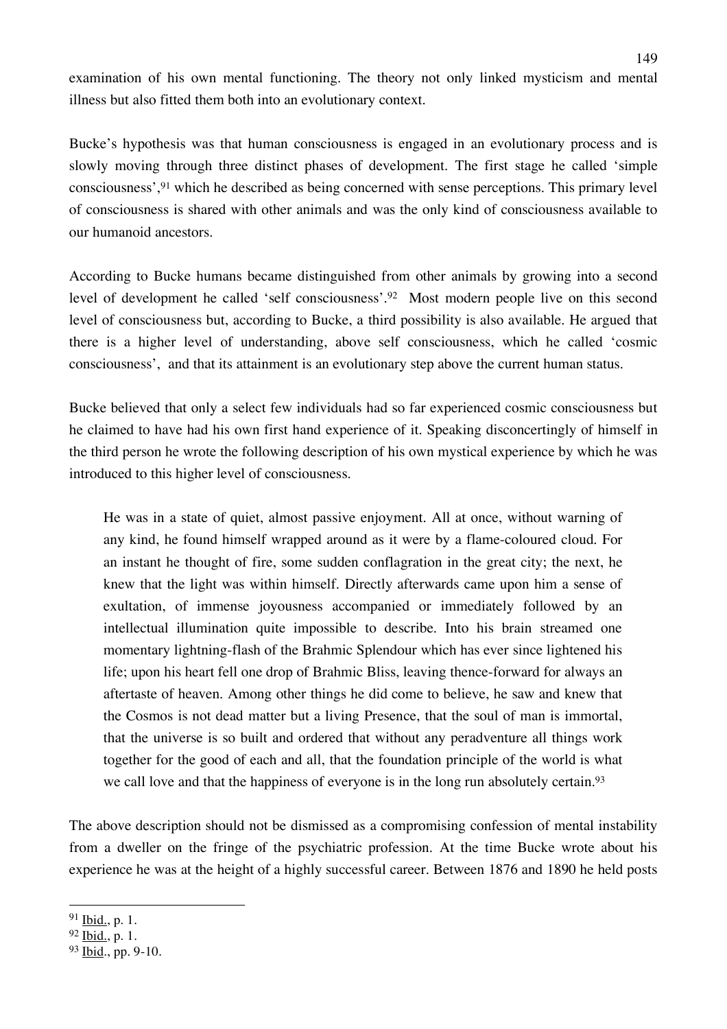examination of his own mental functioning. The theory not only linked mysticism and mental illness but also fitted them both into an evolutionary context.

Bucke's hypothesis was that human consciousness is engaged in an evolutionary process and is slowly moving through three distinct phases of development. The first stage he called 'simple consciousness',[91] which he described as being concerned with sense perceptions. This primary level of consciousness is shared with other animals and was the only kind of consciousness available to our humanoid ancestors.

According to Bucke humans became distinguished from other animals by growing into a second level of development he called 'self consciousness'.[92] Most modern people live on this second level of consciousness but, according to Bucke, a third possibility is also available. He argued that there is a higher level of understanding, above self consciousness, which he called 'cosmic consciousness', and that its attainment is an evolutionary step above the current human status.

Bucke believed that only a select few individuals had so far experienced cosmic consciousness but he claimed to have had his own first hand experience of it. Speaking disconcertingly of himself in the third person he wrote the following description of his own mystical experience by which he was introduced to this higher level of consciousness.

> He was in a state of quiet, almost passive enjoyment. All at once, without warning of any kind, he found himself wrapped around as it were by a flame-coloured cloud. For an instant he thought of fire, some sudden conflagration in the great city; the next, he knew that the light was within himself. Directly afterwards came upon him a sense of exultation, of immense joyousness accompanied or immediately followed by an intellectual illumination quite impossible to describe. Into his brain streamed one momentary lightning-flash of the Brahmic Splendour which has ever since lightened his life; upon his heart fell one drop of Brahmic Bliss, leaving thence-forward for always an aftertaste of heaven. Among other things he did come to believe, he saw and knew that the Cosmos is not dead matter but a living Presence, that the soul of man is immortal, that the universe is so built and ordered that without any peradventure all things work together for the good of each and all, that the foundation principle of the world is what we call love and that the happiness of everyone is in the long run absolutely certain.[93]

The above description should not be dismissed as a compromising confession of mental instability from a dweller on the fringe of the psychiatric profession. At the time Bucke wrote about his experience he was at the height of a highly successful career. Between 1876 and 1890 he held posts

---

[91] Ibid., p. 1.

[92] Ibid., p. 1.

[93] Ibid., pp. 9-10.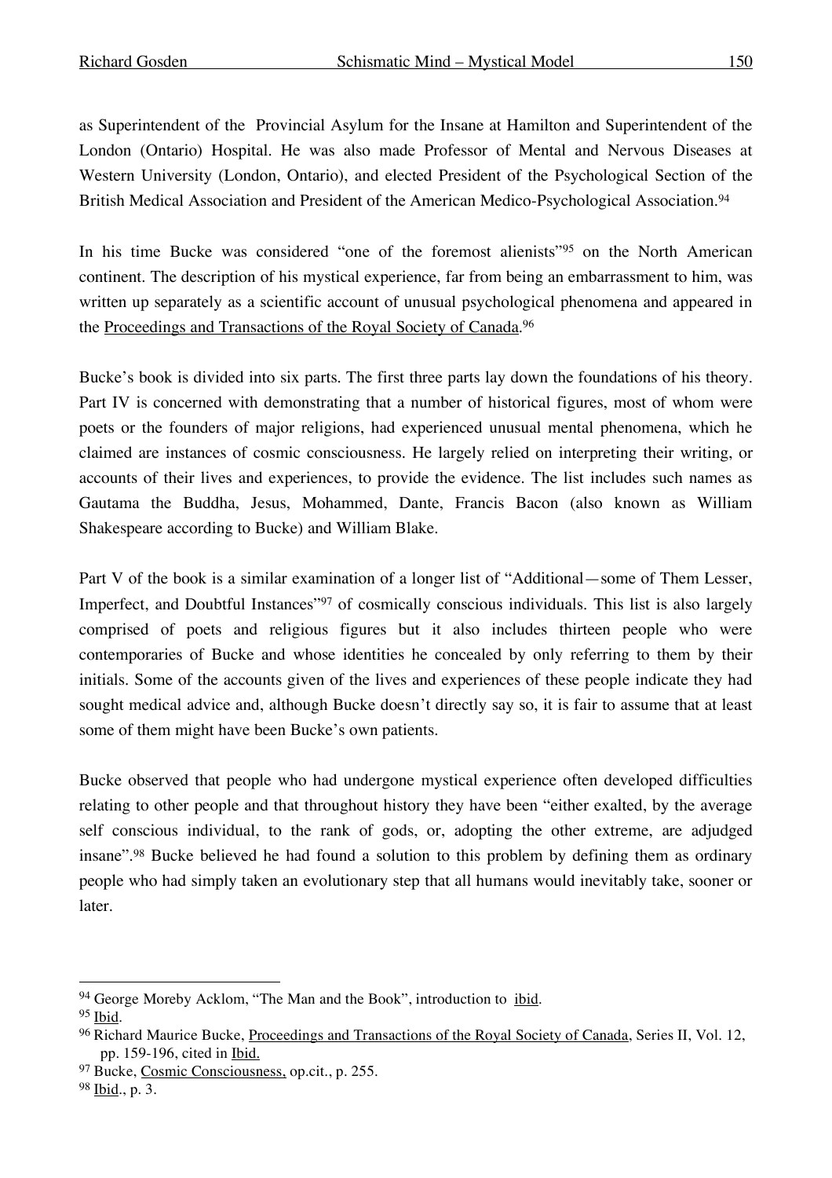as Superintendent of the Provincial Asylum for the Insane at Hamilton and Superintendent of the London (Ontario) Hospital. He was also made Professor of Mental and Nervous Diseases at Western University (London, Ontario), and elected President of the Psychological Section of the British Medical Association and President of the American Medico-Psychological Association.[94]

In his time Bucke was considered "one of the foremost alienists"[95] on the North American continent. The description of his mystical experience, far from being an embarrassment to him, was written up separately as a scientific account of unusual psychological phenomena and appeared in the Proceedings and Transactions of the Royal Society of Canada.[96]

Bucke's book is divided into six parts. The first three parts lay down the foundations of his theory. Part IV is concerned with demonstrating that a number of historical figures, most of whom were poets or the founders of major religions, had experienced unusual mental phenomena, which he claimed are instances of cosmic consciousness. He largely relied on interpreting their writing, or accounts of their lives and experiences, to provide the evidence. The list includes such names as Gautama the Buddha, Jesus, Mohammed, Dante, Francis Bacon (also known as William Shakespeare according to Bucke) and William Blake.

Part V of the book is a similar examination of a longer list of "Additional—some of Them Lesser, Imperfect, and Doubtful Instances"[97] of cosmically conscious individuals. This list is also largely comprised of poets and religious figures but it also includes thirteen people who were contemporaries of Bucke and whose identities he concealed by only referring to them by their initials. Some of the accounts given of the lives and experiences of these people indicate they had sought medical advice and, although Bucke doesn't directly say so, it is fair to assume that at least some of them might have been Bucke's own patients.

Bucke observed that people who had undergone mystical experience often developed difficulties relating to other people and that throughout history they have been "either exalted, by the average self conscious individual, to the rank of gods, or, adopting the other extreme, are adjudged insane".[98] Bucke believed he had found a solution to this problem by defining them as ordinary people who had simply taken an evolutionary step that all humans would inevitably take, sooner or later.

---

[94] George Moreby Acklom, "The Man and the Book", introduction to ibid.

[95] Ibid.

[96] Richard Maurice Bucke, Proceedings and Transactions of the Royal Society of Canada, Series II, Vol. 12, pp. 159-196, cited in Ibid.

[97] Bucke, Cosmic Consciousness, op.cit., p. 255.

[98] Ibid., p. 3.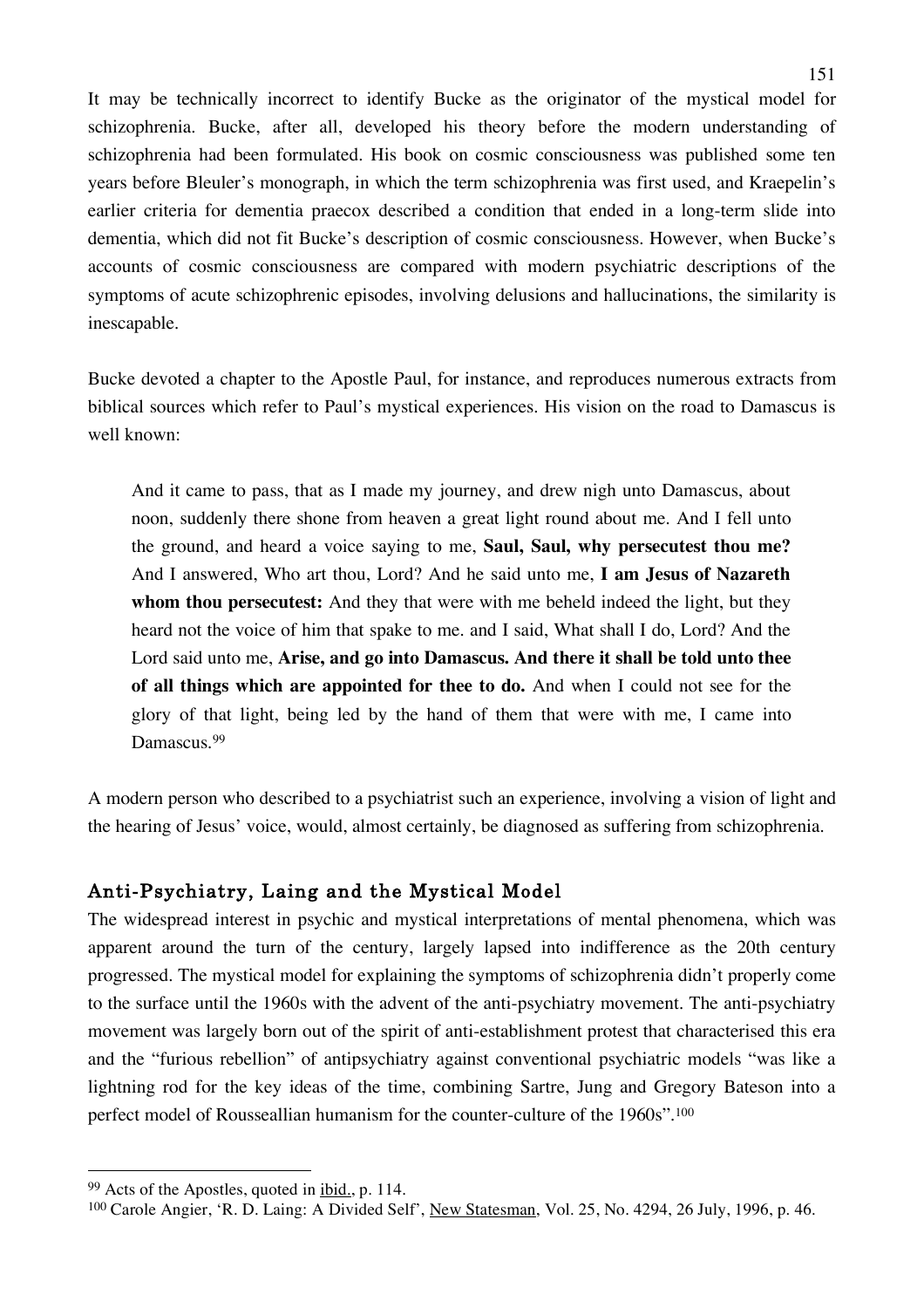It may be technically incorrect to identify Bucke as the originator of the mystical model for schizophrenia. Bucke, after all, developed his theory before the modern understanding of schizophrenia had been formulated. His book on cosmic consciousness was published some ten years before Bleuler's monograph, in which the term schizophrenia was first used, and Kraepelin's earlier criteria for dementia praecox described a condition that ended in a long-term slide into dementia, which did not fit Bucke's description of cosmic consciousness. However, when Bucke's accounts of cosmic consciousness are compared with modern psychiatric descriptions of the symptoms of acute schizophrenic episodes, involving delusions and hallucinations, the similarity is inescapable.

Bucke devoted a chapter to the Apostle Paul, for instance, and reproduces numerous extracts from biblical sources which refer to Paul's mystical experiences. His vision on the road to Damascus is well known:

> And it came to pass, that as I made my journey, and drew nigh unto Damascus, about noon, suddenly there shone from heaven a great light round about me. And I fell unto the ground, and heard a voice saying to me, **Saul, Saul, why persecutest thou me?** And I answered, Who art thou, Lord? And he said unto me, **I am Jesus of Nazareth whom thou persecutest:** And they that were with me beheld indeed the light, but they heard not the voice of him that spake to me. and I said, What shall I do, Lord? And the Lord said unto me, **Arise, and go into Damascus. And there it shall be told unto thee of all things which are appointed for thee to do.** And when I could not see for the glory of that light, being led by the hand of them that were with me, I came into Damascus.[99]

A modern person who described to a psychiatrist such an experience, involving a vision of light and the hearing of Jesus' voice, would, almost certainly, be diagnosed as suffering from schizophrenia.

## Anti-Psychiatry, Laing and the Mystical Model

The widespread interest in psychic and mystical interpretations of mental phenomena, which was apparent around the turn of the century, largely lapsed into indifference as the 20th century progressed. The mystical model for explaining the symptoms of schizophrenia didn't properly come to the surface until the 1960s with the advent of the anti-psychiatry movement. The anti-psychiatry movement was largely born out of the spirit of anti-establishment protest that characterised this era and the "furious rebellion" of antipsychiatry against conventional psychiatric models "was like a lightning rod for the key ideas of the time, combining Sartre, Jung and Gregory Bateson into a perfect model of Rousseallian humanism for the counter-culture of the 1960s".[100]

---

[99] Acts of the Apostles, quoted in ibid., p. 114.

[100] Carole Angier, 'R. D. Laing: A Divided Self', New Statesman, Vol. 25, No. 4294, 26 July, 1996, p. 46.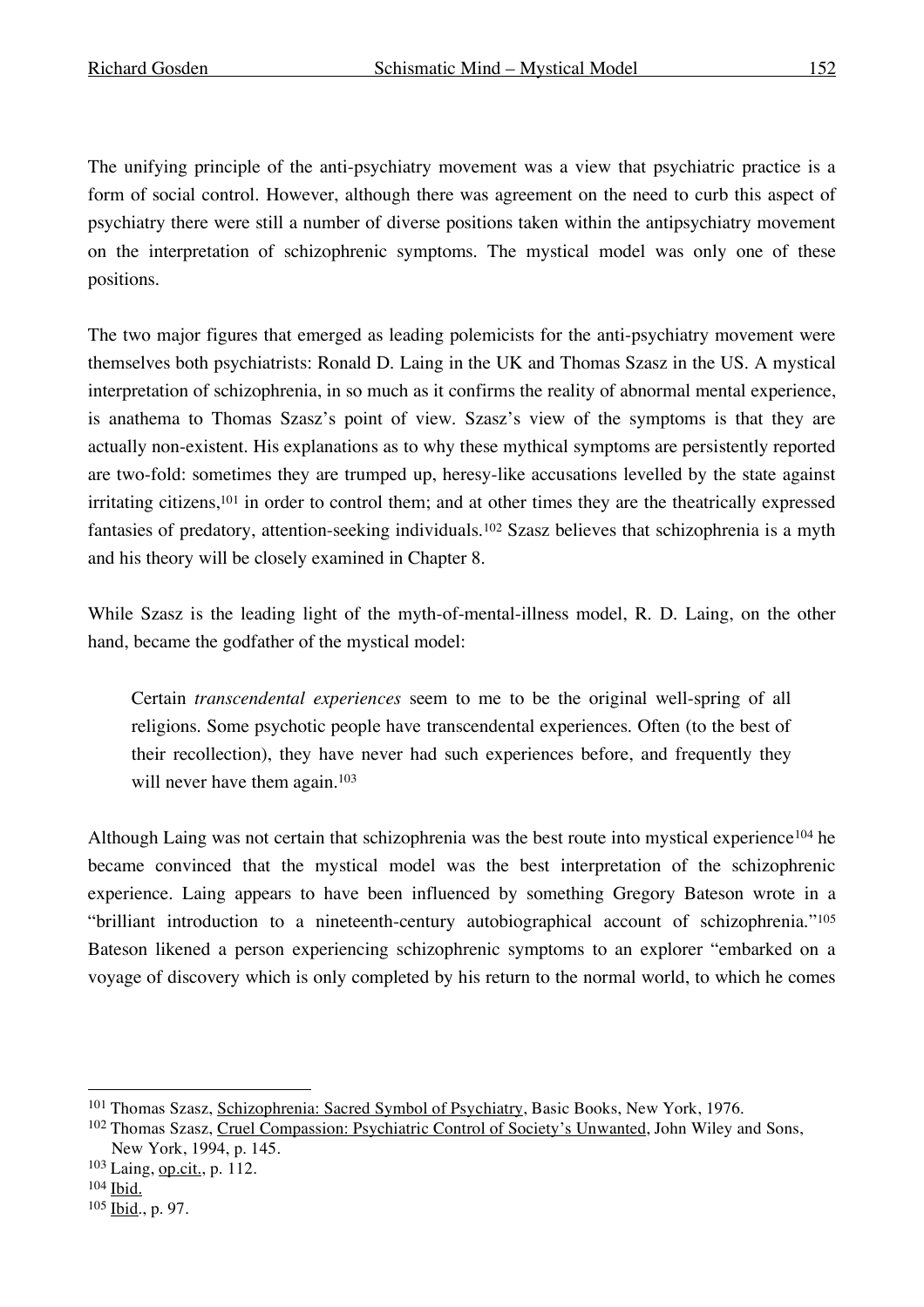The unifying principle of the anti-psychiatry movement was a view that psychiatric practice is a form of social control. However, although there was agreement on the need to curb this aspect of psychiatry there were still a number of diverse positions taken within the antipsychiatry movement on the interpretation of schizophrenic symptoms. The mystical model was only one of these positions.

The two major figures that emerged as leading polemicists for the anti-psychiatry movement were themselves both psychiatrists: Ronald D. Laing in the UK and Thomas Szasz in the US. A mystical interpretation of schizophrenia, in so much as it confirms the reality of abnormal mental experience, is anathema to Thomas Szasz's point of view. Szasz's view of the symptoms is that they are actually non-existent. His explanations as to why these mythical symptoms are persistently reported are two-fold: sometimes they are trumped up, heresy-like accusations levelled by the state against irritating citizens,[101] in order to control them; and at other times they are the theatrically expressed fantasies of predatory, attention-seeking individuals.[102] Szasz believes that schizophrenia is a myth and his theory will be closely examined in Chapter 8.

While Szasz is the leading light of the myth-of-mental-illness model, R. D. Laing, on the other hand, became the godfather of the mystical model:

> Certain *transcendental experiences* seem to me to be the original well-spring of all religions. Some psychotic people have transcendental experiences. Often (to the best of their recollection), they have never had such experiences before, and frequently they will never have them again.[103]

Although Laing was not certain that schizophrenia was the best route into mystical experience[104] he became convinced that the mystical model was the best interpretation of the schizophrenic experience. Laing appears to have been influenced by something Gregory Bateson wrote in a "brilliant introduction to a nineteenth-century autobiographical account of schizophrenia."[105] Bateson likened a person experiencing schizophrenic symptoms to an explorer "embarked on a voyage of discovery which is only completed by his return to the normal world, to which he comes

---

[101] Thomas Szasz, Schizophrenia: Sacred Symbol of Psychiatry, Basic Books, New York, 1976.

[102] Thomas Szasz, Cruel Compassion: Psychiatric Control of Society's Unwanted, John Wiley and Sons, New York, 1994, p. 145.

[103] Laing, op.cit., p. 112.

[104] Ibid.

[105] Ibid., p. 97.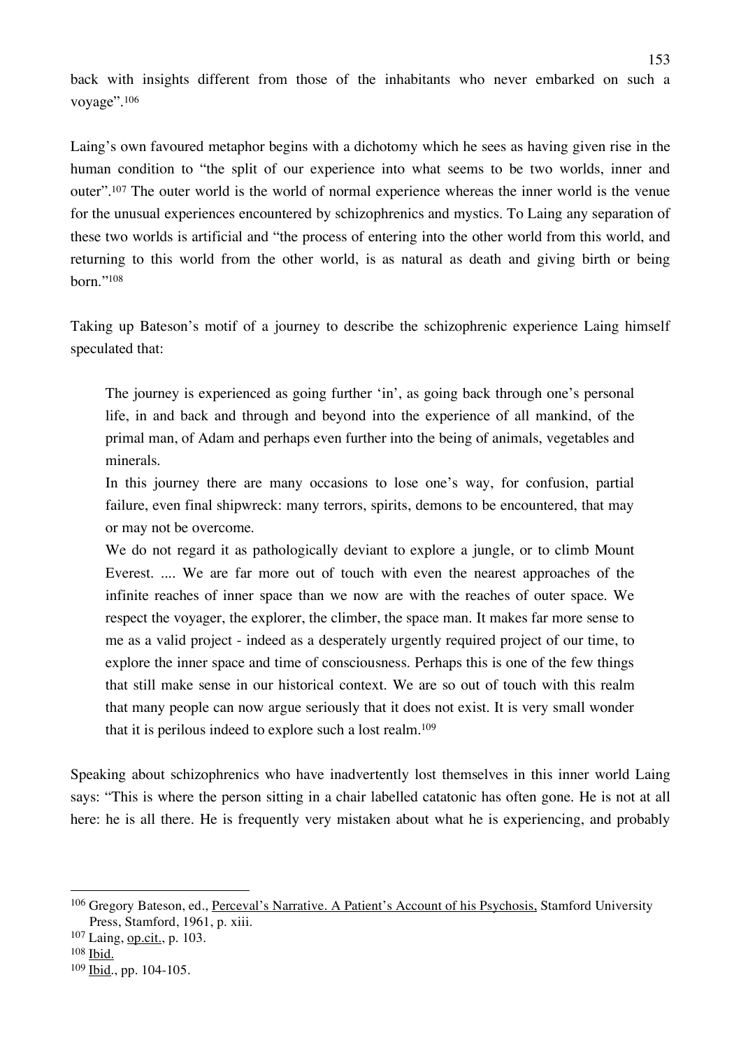back with insights different from those of the inhabitants who never embarked on such a voyage".[106]

Laing's own favoured metaphor begins with a dichotomy which he sees as having given rise in the human condition to "the split of our experience into what seems to be two worlds, inner and outer".[107] The outer world is the world of normal experience whereas the inner world is the venue for the unusual experiences encountered by schizophrenics and mystics. To Laing any separation of these two worlds is artificial and "the process of entering into the other world from this world, and returning to this world from the other world, is as natural as death and giving birth or being born."[108]

Taking up Bateson's motif of a journey to describe the schizophrenic experience Laing himself speculated that:

> The journey is experienced as going further 'in', as going back through one's personal life, in and back and through and beyond into the experience of all mankind, of the primal man, of Adam and perhaps even further into the being of animals, vegetables and minerals.
>
> In this journey there are many occasions to lose one's way, for confusion, partial failure, even final shipwreck: many terrors, spirits, demons to be encountered, that may or may not be overcome.
>
> We do not regard it as pathologically deviant to explore a jungle, or to climb Mount Everest. .... We are far more out of touch with even the nearest approaches of the infinite reaches of inner space than we now are with the reaches of outer space. We respect the voyager, the explorer, the climber, the space man. It makes far more sense to me as a valid project - indeed as a desperately urgently required project of our time, to explore the inner space and time of consciousness. Perhaps this is one of the few things that still make sense in our historical context. We are so out of touch with this realm that many people can now argue seriously that it does not exist. It is very small wonder that it is perilous indeed to explore such a lost realm.[109]

Speaking about schizophrenics who have inadvertently lost themselves in this inner world Laing says: "This is where the person sitting in a chair labelled catatonic has often gone. He is not at all here: he is all there. He is frequently very mistaken about what he is experiencing, and probably

---

[106] Gregory Bateson, ed., Perceval's Narrative. A Patient's Account of his Psychosis, Stamford University Press, Stamford, 1961, p. xiii.

[107] Laing, op.cit., p. 103.

[108] Ibid.

[109] Ibid., pp. 104-105.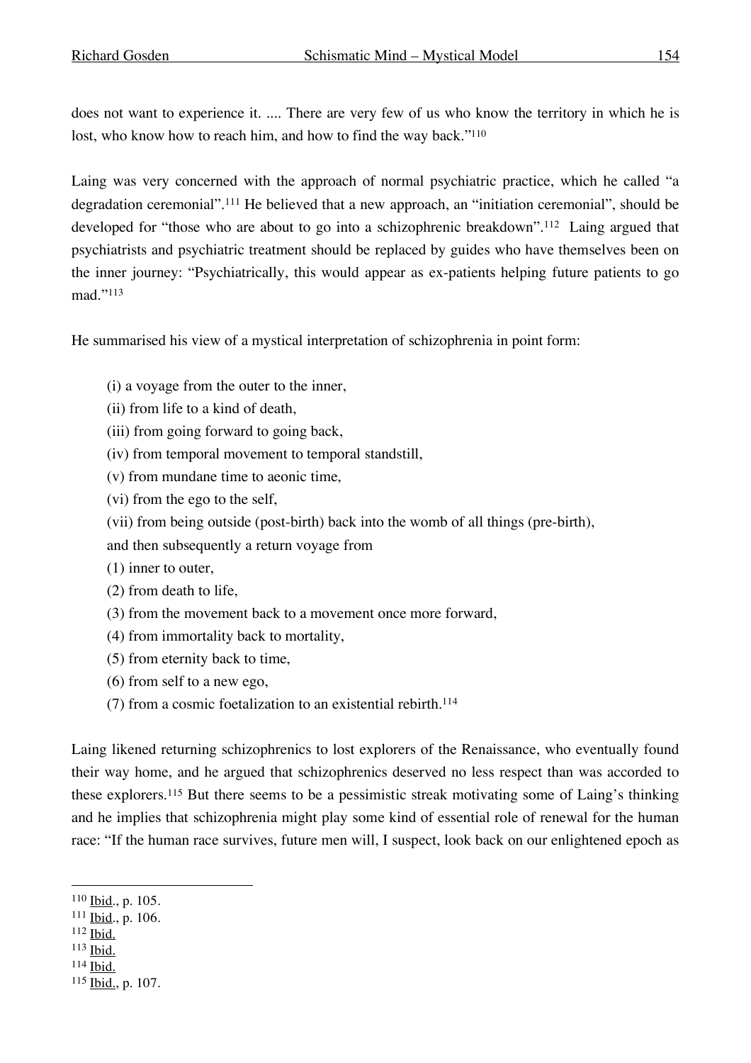does not want to experience it. .... There are very few of us who know the territory in which he is lost, who know how to reach him, and how to find the way back."[110]

Laing was very concerned with the approach of normal psychiatric practice, which he called "a degradation ceremonial".[111] He believed that a new approach, an "initiation ceremonial", should be developed for "those who are about to go into a schizophrenic breakdown".[112] Laing argued that psychiatrists and psychiatric treatment should be replaced by guides who have themselves been on the inner journey: "Psychiatrically, this would appear as ex-patients helping future patients to go mad."[113]

He summarised his view of a mystical interpretation of schizophrenia in point form:

> (i) a voyage from the outer to the inner,
> (ii) from life to a kind of death,
> (iii) from going forward to going back,
> (iv) from temporal movement to temporal standstill,
> (v) from mundane time to aeonic time,
> (vi) from the ego to the self,
> (vii) from being outside (post-birth) back into the womb of all things (pre-birth),
> and then subsequently a return voyage from
> (1) inner to outer,
> (2) from death to life,
> (3) from the movement back to a movement once more forward,
> (4) from immortality back to mortality,
> (5) from eternity back to time,
> (6) from self to a new ego,
> (7) from a cosmic foetalization to an existential rebirth.[114]

Laing likened returning schizophrenics to lost explorers of the Renaissance, who eventually found their way home, and he argued that schizophrenics deserved no less respect than was accorded to these explorers.[115] But there seems to be a pessimistic streak motivating some of Laing's thinking and he implies that schizophrenia might play some kind of essential role of renewal for the human race: "If the human race survives, future men will, I suspect, look back on our enlightened epoch as

---

[110] Ibid., p. 105.
[111] Ibid., p. 106.
[112] Ibid.
[113] Ibid.
[114] Ibid.
[115] Ibid., p. 107.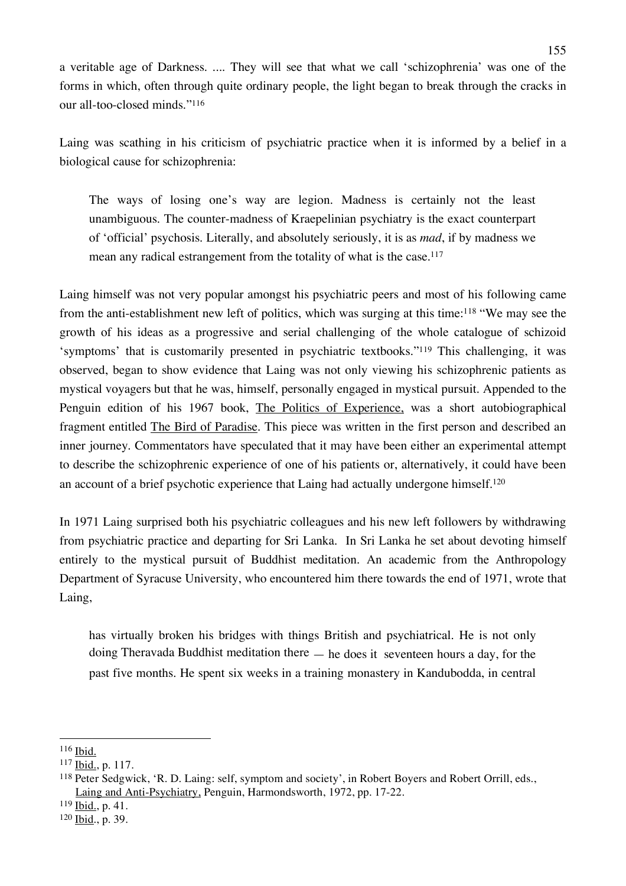a veritable age of Darkness. .... They will see that what we call 'schizophrenia' was one of the forms in which, often through quite ordinary people, the light began to break through the cracks in our all-too-closed minds."[116]

Laing was scathing in his criticism of psychiatric practice when it is informed by a belief in a biological cause for schizophrenia:

> The ways of losing one's way are legion. Madness is certainly not the least unambiguous. The counter-madness of Kraepelinian psychiatry is the exact counterpart of 'official' psychosis. Literally, and absolutely seriously, it is as *mad*, if by madness we mean any radical estrangement from the totality of what is the case.[117]

Laing himself was not very popular amongst his psychiatric peers and most of his following came from the anti-establishment new left of politics, which was surging at this time:[118] "We may see the growth of his ideas as a progressive and serial challenging of the whole catalogue of schizoid 'symptoms' that is customarily presented in psychiatric textbooks."[119] This challenging, it was observed, began to show evidence that Laing was not only viewing his schizophrenic patients as mystical voyagers but that he was, himself, personally engaged in mystical pursuit. Appended to the Penguin edition of his 1967 book, The Politics of Experience, was a short autobiographical fragment entitled The Bird of Paradise. This piece was written in the first person and described an inner journey. Commentators have speculated that it may have been either an experimental attempt to describe the schizophrenic experience of one of his patients or, alternatively, it could have been an account of a brief psychotic experience that Laing had actually undergone himself.[120]

In 1971 Laing surprised both his psychiatric colleagues and his new left followers by withdrawing from psychiatric practice and departing for Sri Lanka. In Sri Lanka he set about devoting himself entirely to the mystical pursuit of Buddhist meditation. An academic from the Anthropology Department of Syracuse University, who encountered him there towards the end of 1971, wrote that Laing,

> has virtually broken his bridges with things British and psychiatrical. He is not only doing Theravada Buddhist meditation there — he does it seventeen hours a day, for the past five months. He spent six weeks in a training monastery in Kandubodda, in central

---

[116] Ibid.

[117] Ibid., p. 117.

[118] Peter Sedgwick, 'R. D. Laing: self, symptom and society', in Robert Boyers and Robert Orrill, eds., Laing and Anti-Psychiatry, Penguin, Harmondsworth, 1972, pp. 17-22.

[119] Ibid., p. 41.

[120] Ibid., p. 39.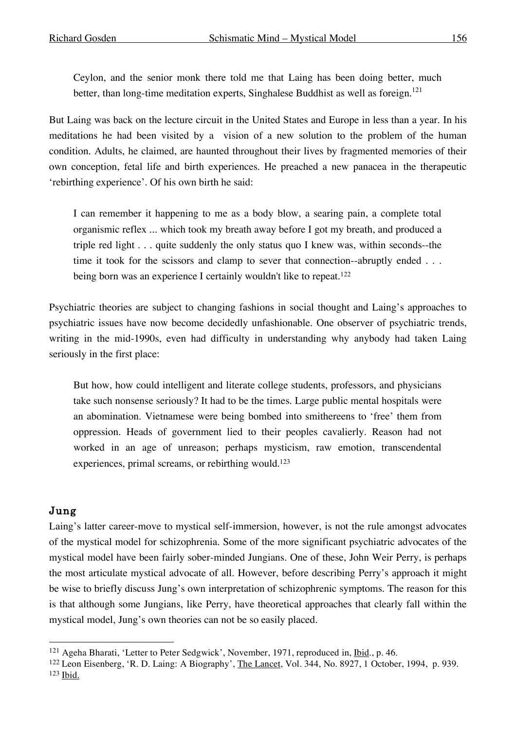> Ceylon, and the senior monk there told me that Laing has been doing better, much better, than long-time meditation experts, Singhalese Buddhist as well as foreign.[121]

But Laing was back on the lecture circuit in the United States and Europe in less than a year. In his meditations he had been visited by a vision of a new solution to the problem of the human condition. Adults, he claimed, are haunted throughout their lives by fragmented memories of their own conception, fetal life and birth experiences. He preached a new panacea in the therapeutic 'rebirthing experience'. Of his own birth he said:

> I can remember it happening to me as a body blow, a searing pain, a complete total organismic reflex ... which took my breath away before I got my breath, and produced a triple red light . . . quite suddenly the only status quo I knew was, within seconds--the time it took for the scissors and clamp to sever that connection--abruptly ended . . . being born was an experience I certainly wouldn't like to repeat.[122]

Psychiatric theories are subject to changing fashions in social thought and Laing's approaches to psychiatric issues have now become decidedly unfashionable. One observer of psychiatric trends, writing in the mid-1990s, even had difficulty in understanding why anybody had taken Laing seriously in the first place:

> But how, how could intelligent and literate college students, professors, and physicians take such nonsense seriously? It had to be the times. Large public mental hospitals were an abomination. Vietnamese were being bombed into smithereens to 'free' them from oppression. Heads of government lied to their peoples cavalierly. Reason had not worked in an age of unreason; perhaps mysticism, raw emotion, transcendental experiences, primal screams, or rebirthing would.[123]

## Jung

Laing's latter career-move to mystical self-immersion, however, is not the rule amongst advocates of the mystical model for schizophrenia. Some of the more significant psychiatric advocates of the mystical model have been fairly sober-minded Jungians. One of these, John Weir Perry, is perhaps the most articulate mystical advocate of all. However, before describing Perry's approach it might be wise to briefly discuss Jung's own interpretation of schizophrenic symptoms. The reason for this is that although some Jungians, like Perry, have theoretical approaches that clearly fall within the mystical model, Jung's own theories can not be so easily placed.

---

[121] Ageha Bharati, 'Letter to Peter Sedgwick', November, 1971, reproduced in, Ibid., p. 46.

[122] Leon Eisenberg, 'R. D. Laing: A Biography', The Lancet, Vol. 344, No. 8927, 1 October, 1994, p. 939.

[123] Ibid.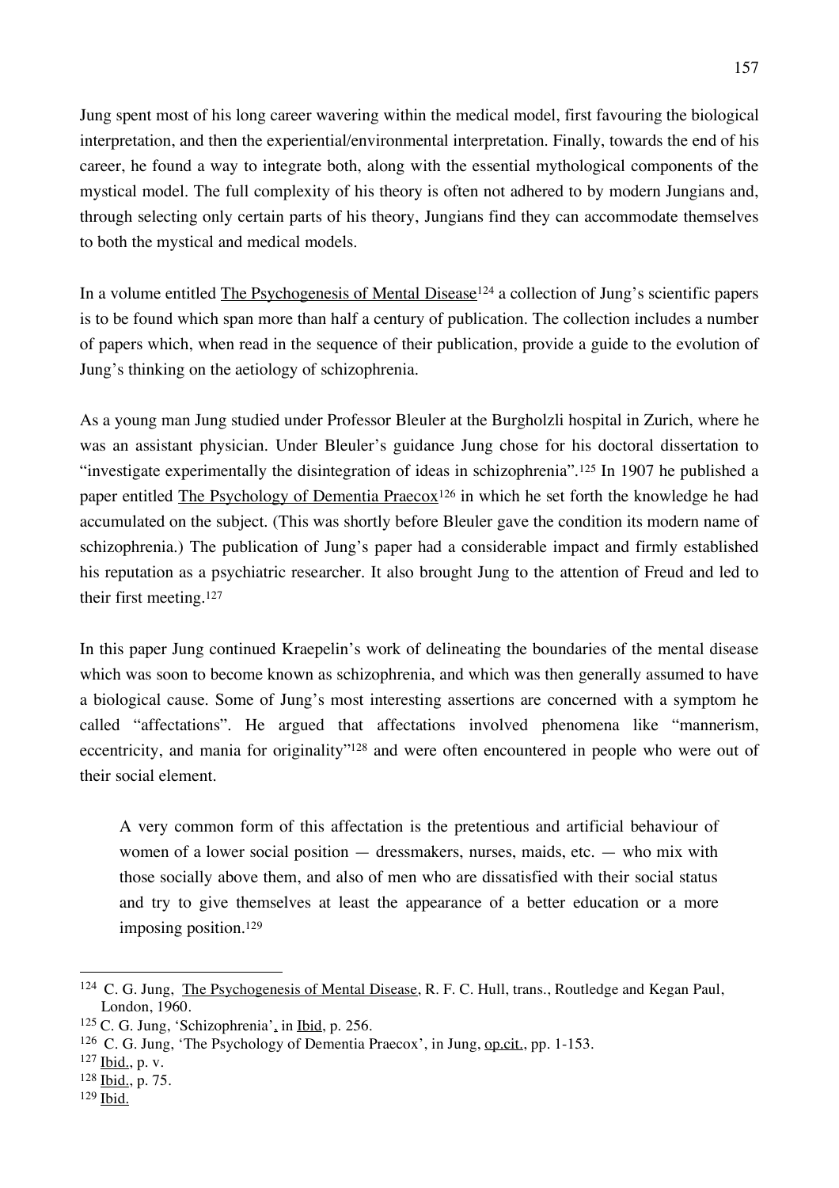Jung spent most of his long career wavering within the medical model, first favouring the biological interpretation, and then the experiential/environmental interpretation. Finally, towards the end of his career, he found a way to integrate both, along with the essential mythological components of the mystical model. The full complexity of his theory is often not adhered to by modern Jungians and, through selecting only certain parts of his theory, Jungians find they can accommodate themselves to both the mystical and medical models.

In a volume entitled The Psychogenesis of Mental Disease[124] a collection of Jung's scientific papers is to be found which span more than half a century of publication. The collection includes a number of papers which, when read in the sequence of their publication, provide a guide to the evolution of Jung's thinking on the aetiology of schizophrenia.

As a young man Jung studied under Professor Bleuler at the Burgholzli hospital in Zurich, where he was an assistant physician. Under Bleuler's guidance Jung chose for his doctoral dissertation to "investigate experimentally the disintegration of ideas in schizophrenia".[125] In 1907 he published a paper entitled The Psychology of Dementia Praecox[126] in which he set forth the knowledge he had accumulated on the subject. (This was shortly before Bleuler gave the condition its modern name of schizophrenia.) The publication of Jung's paper had a considerable impact and firmly established his reputation as a psychiatric researcher. It also brought Jung to the attention of Freud and led to their first meeting.[127]

In this paper Jung continued Kraepelin's work of delineating the boundaries of the mental disease which was soon to become known as schizophrenia, and which was then generally assumed to have a biological cause. Some of Jung's most interesting assertions are concerned with a symptom he called "affectations". He argued that affectations involved phenomena like "mannerism, eccentricity, and mania for originality"[128] and were often encountered in people who were out of their social element.

> A very common form of this affectation is the pretentious and artificial behaviour of women of a lower social position — dressmakers, nurses, maids, etc. — who mix with those socially above them, and also of men who are dissatisfied with their social status and try to give themselves at least the appearance of a better education or a more imposing position.[129]

---

[124] C. G. Jung, The Psychogenesis of Mental Disease, R. F. C. Hull, trans., Routledge and Kegan Paul, London, 1960.

[125] C. G. Jung, 'Schizophrenia', in Ibid, p. 256.

[126] C. G. Jung, 'The Psychology of Dementia Praecox', in Jung, op.cit., pp. 1-153.

[127] Ibid., p. v.

[128] Ibid., p. 75.

[129] Ibid.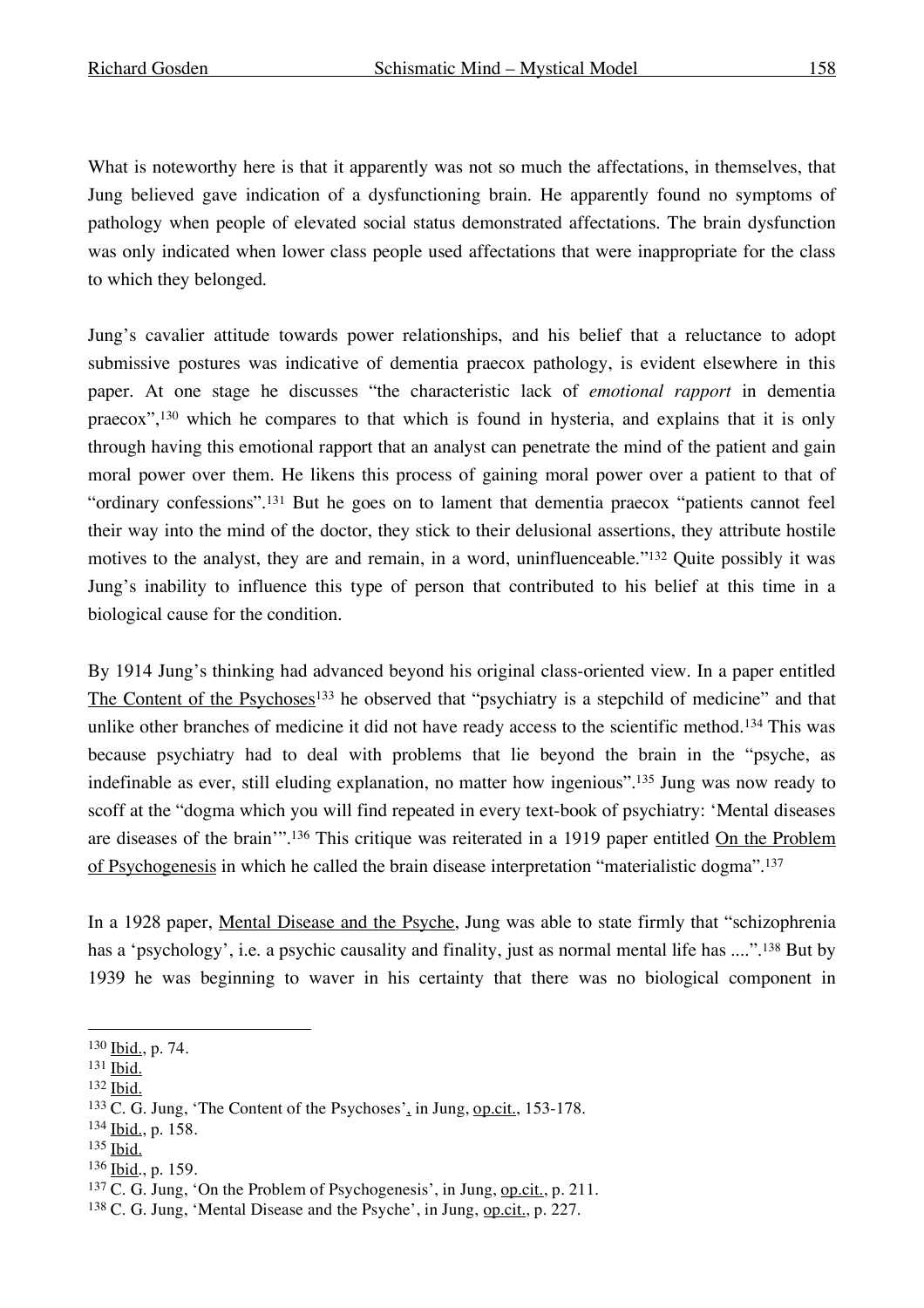What is noteworthy here is that it apparently was not so much the affectations, in themselves, that Jung believed gave indication of a dysfunctioning brain. He apparently found no symptoms of pathology when people of elevated social status demonstrated affectations. The brain dysfunction was only indicated when lower class people used affectations that were inappropriate for the class to which they belonged.

Jung's cavalier attitude towards power relationships, and his belief that a reluctance to adopt submissive postures was indicative of dementia praecox pathology, is evident elsewhere in this paper. At one stage he discusses "the characteristic lack of *emotional rapport* in dementia praecox",[130] which he compares to that which is found in hysteria, and explains that it is only through having this emotional rapport that an analyst can penetrate the mind of the patient and gain moral power over them. He likens this process of gaining moral power over a patient to that of "ordinary confessions".[131] But he goes on to lament that dementia praecox "patients cannot feel their way into the mind of the doctor, they stick to their delusional assertions, they attribute hostile motives to the analyst, they are and remain, in a word, uninfluenceable."[132] Quite possibly it was Jung's inability to influence this type of person that contributed to his belief at this time in a biological cause for the condition.

By 1914 Jung's thinking had advanced beyond his original class-oriented view. In a paper entitled The Content of the Psychoses[133] he observed that "psychiatry is a stepchild of medicine" and that unlike other branches of medicine it did not have ready access to the scientific method.[134] This was because psychiatry had to deal with problems that lie beyond the brain in the "psyche, as indefinable as ever, still eluding explanation, no matter how ingenious".[135] Jung was now ready to scoff at the "dogma which you will find repeated in every text-book of psychiatry: 'Mental diseases are diseases of the brain'".[136] This critique was reiterated in a 1919 paper entitled On the Problem of Psychogenesis in which he called the brain disease interpretation "materialistic dogma".[137]

In a 1928 paper, Mental Disease and the Psyche, Jung was able to state firmly that "schizophrenia has a 'psychology', i.e. a psychic causality and finality, just as normal mental life has ....".[138] But by 1939 he was beginning to waver in his certainty that there was no biological component in

---

[130] Ibid., p. 74.
[131] Ibid.
[132] Ibid.
[133] C. G. Jung, 'The Content of the Psychoses', in Jung, op.cit., 153-178.
[134] Ibid., p. 158.
[135] Ibid.
[136] Ibid., p. 159.
[137] C. G. Jung, 'On the Problem of Psychogenesis', in Jung, op.cit., p. 211.
[138] C. G. Jung, 'Mental Disease and the Psyche', in Jung, op.cit., p. 227.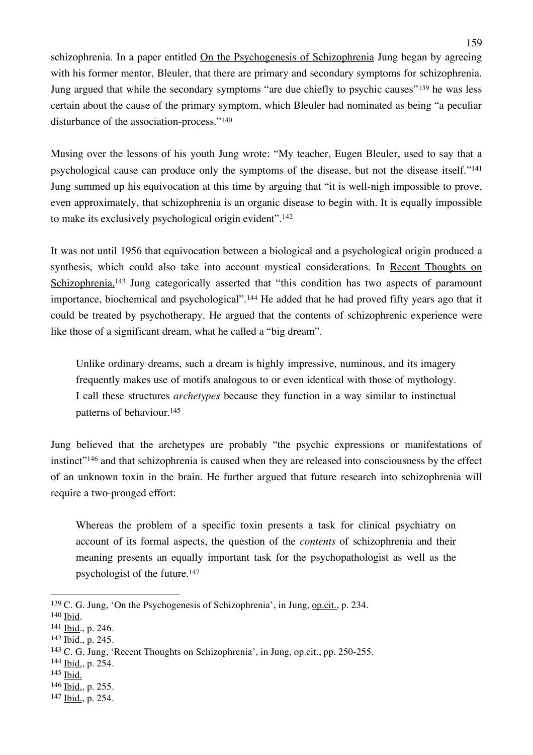schizophrenia. In a paper entitled On the Psychogenesis of Schizophrenia Jung began by agreeing with his former mentor, Bleuler, that there are primary and secondary symptoms for schizophrenia. Jung argued that while the secondary symptoms "are due chiefly to psychic causes"[139] he was less certain about the cause of the primary symptom, which Bleuler had nominated as being "a peculiar disturbance of the association-process."[140]

Musing over the lessons of his youth Jung wrote: "My teacher, Eugen Bleuler, used to say that a psychological cause can produce only the symptoms of the disease, but not the disease itself."[141] Jung summed up his equivocation at this time by arguing that "it is well-nigh impossible to prove, even approximately, that schizophrenia is an organic disease to begin with. It is equally impossible to make its exclusively psychological origin evident".[142]

It was not until 1956 that equivocation between a biological and a psychological origin produced a synthesis, which could also take into account mystical considerations. In Recent Thoughts on Schizophrenia,[143] Jung categorically asserted that "this condition has two aspects of paramount importance, biochemical and psychological".[144] He added that he had proved fifty years ago that it could be treated by psychotherapy. He argued that the contents of schizophrenic experience were like those of a significant dream, what he called a "big dream".

> Unlike ordinary dreams, such a dream is highly impressive, numinous, and its imagery frequently makes use of motifs analogous to or even identical with those of mythology. I call these structures *archetypes* because they function in a way similar to instinctual patterns of behaviour.[145]

Jung believed that the archetypes are probably "the psychic expressions or manifestations of instinct"[146] and that schizophrenia is caused when they are released into consciousness by the effect of an unknown toxin in the brain. He further argued that future research into schizophrenia will require a two-pronged effort:

> Whereas the problem of a specific toxin presents a task for clinical psychiatry on account of its formal aspects, the question of the *contents* of schizophrenia and their meaning presents an equally important task for the psychopathologist as well as the psychologist of the future.[147]

---

[139] C. G. Jung, 'On the Psychogenesis of Schizophrenia', in Jung, op.cit., p. 234.
[140] Ibid.
[141] Ibid., p. 246.
[142] Ibid., p. 245.
[143] C. G. Jung, 'Recent Thoughts on Schizophrenia', in Jung, op.cit., pp. 250-255.
[144] Ibid., p. 254.
[145] Ibid.
[146] Ibid., p. 255.
[147] Ibid., p. 254.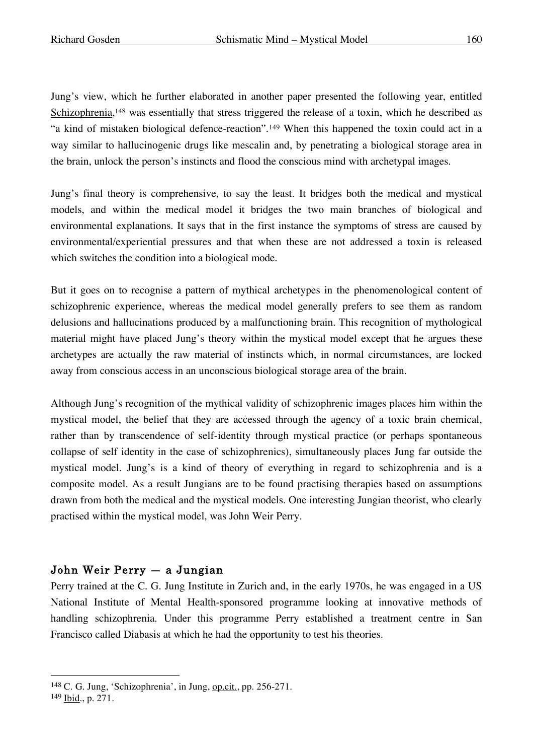Jung's view, which he further elaborated in another paper presented the following year, entitled Schizophrenia,[148] was essentially that stress triggered the release of a toxin, which he described as "a kind of mistaken biological defence-reaction".[149] When this happened the toxin could act in a way similar to hallucinogenic drugs like mescalin and, by penetrating a biological storage area in the brain, unlock the person's instincts and flood the conscious mind with archetypal images.

Jung's final theory is comprehensive, to say the least. It bridges both the medical and mystical models, and within the medical model it bridges the two main branches of biological and environmental explanations. It says that in the first instance the symptoms of stress are caused by environmental/experiential pressures and that when these are not addressed a toxin is released which switches the condition into a biological mode.

But it goes on to recognise a pattern of mythical archetypes in the phenomenological content of schizophrenic experience, whereas the medical model generally prefers to see them as random delusions and hallucinations produced by a malfunctioning brain. This recognition of mythological material might have placed Jung's theory within the mystical model except that he argues these archetypes are actually the raw material of instincts which, in normal circumstances, are locked away from conscious access in an unconscious biological storage area of the brain.

Although Jung's recognition of the mythical validity of schizophrenic images places him within the mystical model, the belief that they are accessed through the agency of a toxic brain chemical, rather than by transcendence of self-identity through mystical practice (or perhaps spontaneous collapse of self identity in the case of schizophrenics), simultaneously places Jung far outside the mystical model. Jung's is a kind of theory of everything in regard to schizophrenia and is a composite model. As a result Jungians are to be found practising therapies based on assumptions drawn from both the medical and the mystical models. One interesting Jungian theorist, who clearly practised within the mystical model, was John Weir Perry.

## John Weir Perry — a Jungian

Perry trained at the C. G. Jung Institute in Zurich and, in the early 1970s, he was engaged in a US National Institute of Mental Health-sponsored programme looking at innovative methods of handling schizophrenia. Under this programme Perry established a treatment centre in San Francisco called Diabasis at which he had the opportunity to test his theories.

---

[148] C. G. Jung, 'Schizophrenia', in Jung, op.cit., pp. 256-271.

[149] Ibid., p. 271.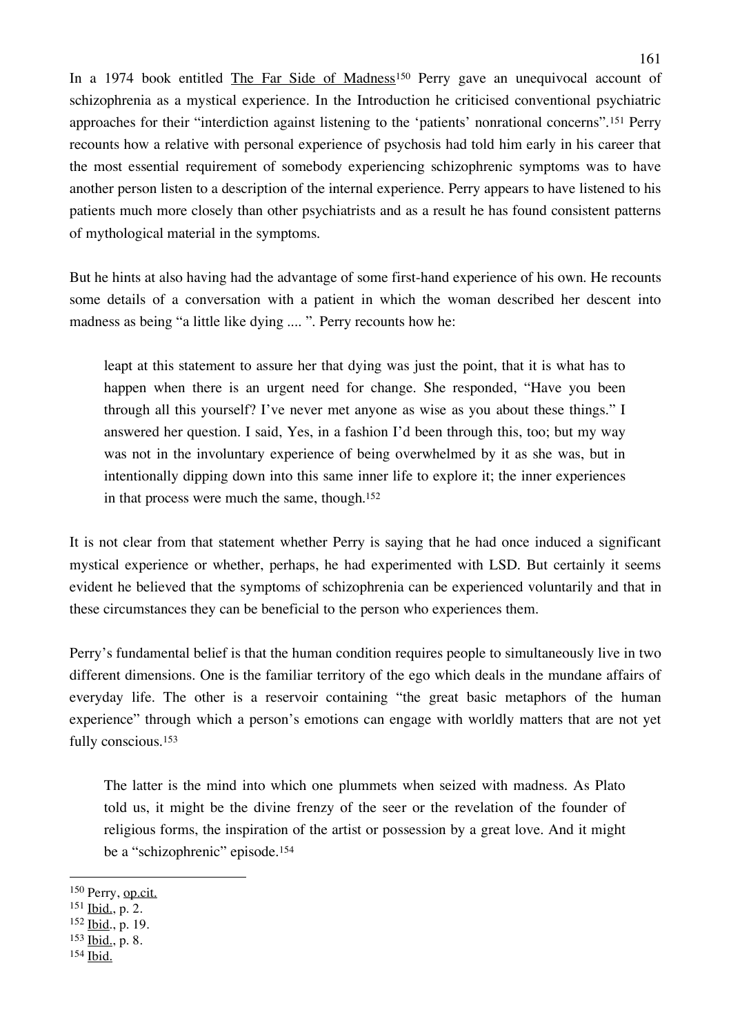In a 1974 book entitled The Far Side of Madness[150] Perry gave an unequivocal account of schizophrenia as a mystical experience. In the Introduction he criticised conventional psychiatric approaches for their "interdiction against listening to the 'patients' nonrational concerns".[151] Perry recounts how a relative with personal experience of psychosis had told him early in his career that the most essential requirement of somebody experiencing schizophrenic symptoms was to have another person listen to a description of the internal experience. Perry appears to have listened to his patients much more closely than other psychiatrists and as a result he has found consistent patterns of mythological material in the symptoms.

But he hints at also having had the advantage of some first-hand experience of his own. He recounts some details of a conversation with a patient in which the woman described her descent into madness as being "a little like dying .... ". Perry recounts how he:

> leapt at this statement to assure her that dying was just the point, that it is what has to happen when there is an urgent need for change. She responded, "Have you been through all this yourself? I've never met anyone as wise as you about these things." I answered her question. I said, Yes, in a fashion I'd been through this, too; but my way was not in the involuntary experience of being overwhelmed by it as she was, but in intentionally dipping down into this same inner life to explore it; the inner experiences in that process were much the same, though.[152]

It is not clear from that statement whether Perry is saying that he had once induced a significant mystical experience or whether, perhaps, he had experimented with LSD. But certainly it seems evident he believed that the symptoms of schizophrenia can be experienced voluntarily and that in these circumstances they can be beneficial to the person who experiences them.

Perry's fundamental belief is that the human condition requires people to simultaneously live in two different dimensions. One is the familiar territory of the ego which deals in the mundane affairs of everyday life. The other is a reservoir containing "the great basic metaphors of the human experience" through which a person's emotions can engage with worldly matters that are not yet fully conscious.[153]

> The latter is the mind into which one plummets when seized with madness. As Plato told us, it might be the divine frenzy of the seer or the revelation of the founder of religious forms, the inspiration of the artist or possession by a great love. And it might be a "schizophrenic" episode.[154]

---

[150] Perry, op.cit.
[151] Ibid., p. 2.
[152] Ibid., p. 19.
[153] Ibid., p. 8.
[154] Ibid.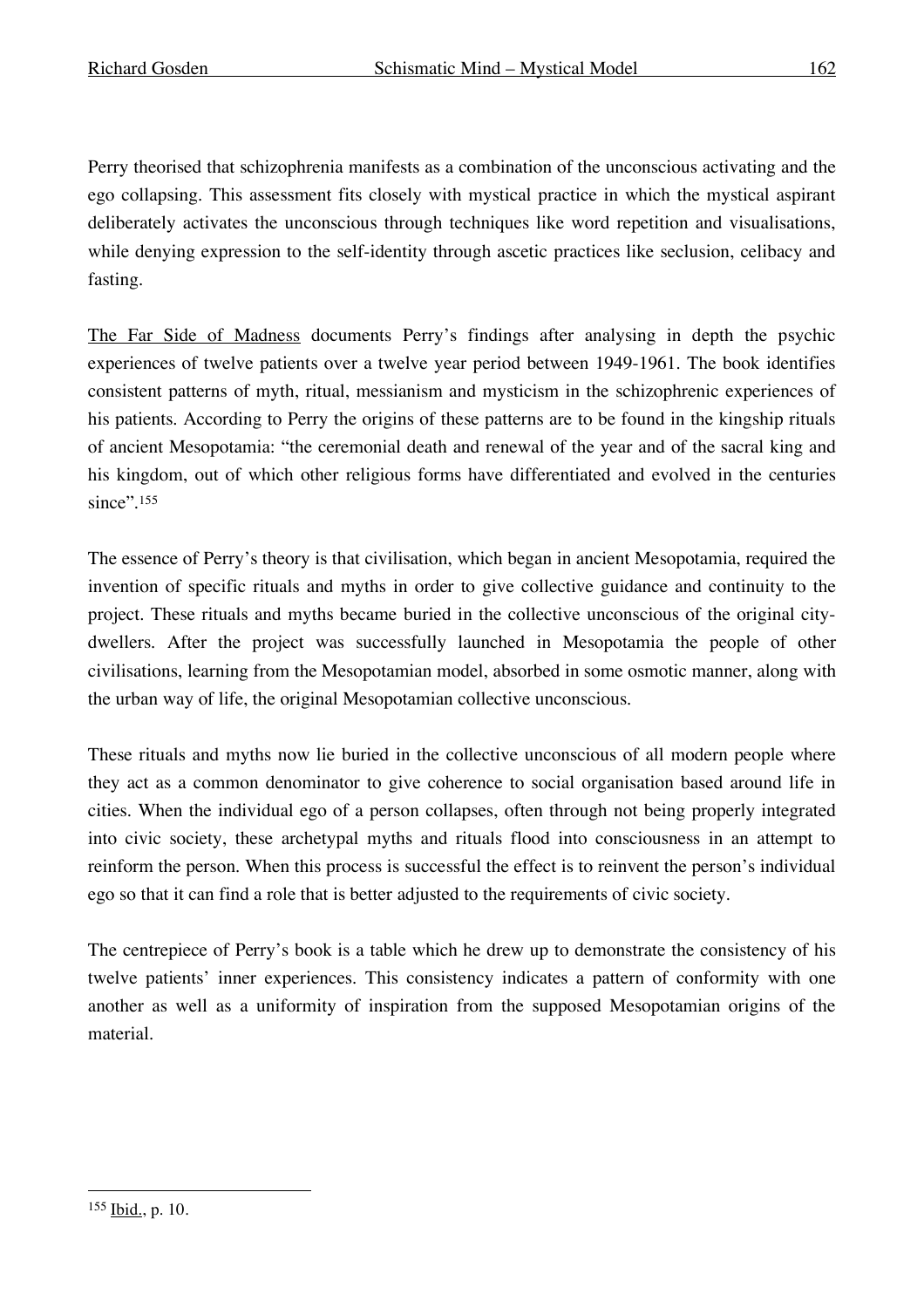Perry theorised that schizophrenia manifests as a combination of the unconscious activating and the ego collapsing. This assessment fits closely with mystical practice in which the mystical aspirant deliberately activates the unconscious through techniques like word repetition and visualisations, while denying expression to the self-identity through ascetic practices like seclusion, celibacy and fasting.

The Far Side of Madness documents Perry's findings after analysing in depth the psychic experiences of twelve patients over a twelve year period between 1949-1961. The book identifies consistent patterns of myth, ritual, messianism and mysticism in the schizophrenic experiences of his patients. According to Perry the origins of these patterns are to be found in the kingship rituals of ancient Mesopotamia: "the ceremonial death and renewal of the year and of the sacral king and his kingdom, out of which other religious forms have differentiated and evolved in the centuries since".[155]

The essence of Perry's theory is that civilisation, which began in ancient Mesopotamia, required the invention of specific rituals and myths in order to give collective guidance and continuity to the project. These rituals and myths became buried in the collective unconscious of the original city-dwellers. After the project was successfully launched in Mesopotamia the people of other civilisations, learning from the Mesopotamian model, absorbed in some osmotic manner, along with the urban way of life, the original Mesopotamian collective unconscious.

These rituals and myths now lie buried in the collective unconscious of all modern people where they act as a common denominator to give coherence to social organisation based around life in cities. When the individual ego of a person collapses, often through not being properly integrated into civic society, these archetypal myths and rituals flood into consciousness in an attempt to reinform the person. When this process is successful the effect is to reinvent the person's individual ego so that it can find a role that is better adjusted to the requirements of civic society.

The centrepiece of Perry's book is a table which he drew up to demonstrate the consistency of his twelve patients' inner experiences. This consistency indicates a pattern of conformity with one another as well as a uniformity of inspiration from the supposed Mesopotamian origins of the material.

---

[155] Ibid., p. 10.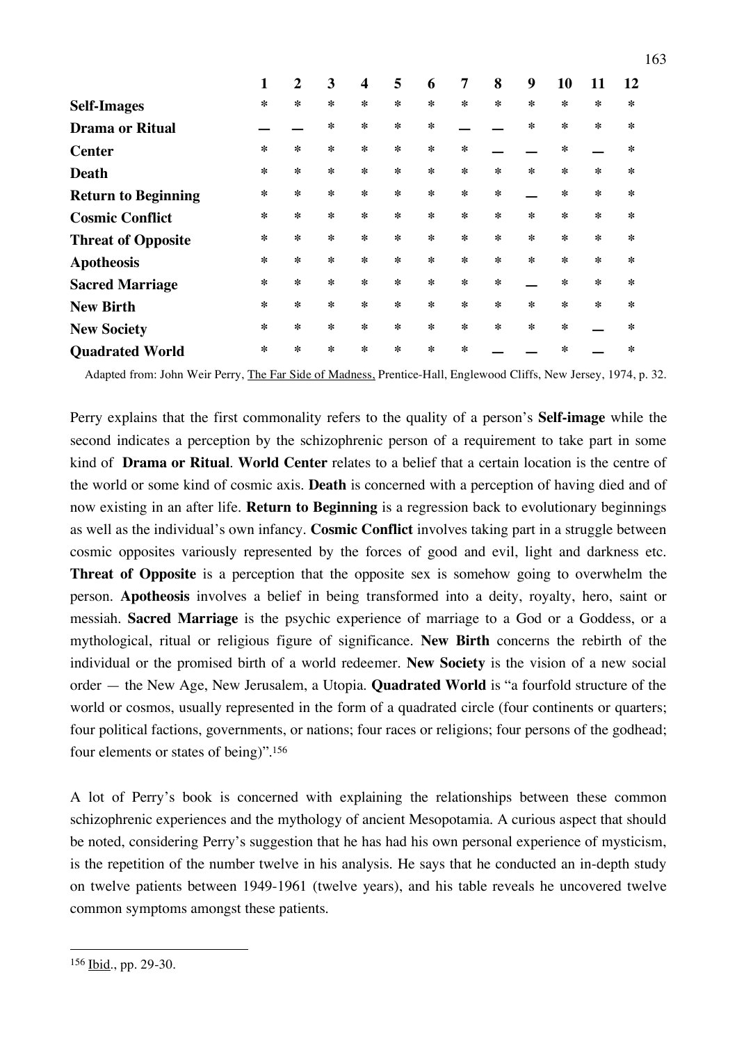| | 1 | 2 | 3 | 4 | 5 | 6 | 7 | 8 | 9 | 10 | 11 | 12 |
|---|---|---|---|---|---|---|---|---|---|---|---|---|
| **Self-Images** | * | * | * | * | * | * | * | * | * | * | * | * |
| **Drama or Ritual** | — | — | * | * | * | * | — | — | * | * | * | * |
| **Center** | * | * | * | * | * | * | * | — | — | * | — | * |
| **Death** | * | * | * | * | * | * | * | * | * | * | * | * |
| **Return to Beginning** | * | * | * | * | * | * | * | * | — | * | * | * |
| **Cosmic Conflict** | * | * | * | * | * | * | * | * | * | * | * | * |
| **Threat of Opposite** | * | * | * | * | * | * | * | * | * | * | * | * |
| **Apotheosis** | * | * | * | * | * | * | * | * | * | * | * | * |
| **Sacred Marriage** | * | * | * | * | * | * | * | * | — | * | * | * |
| **New Birth** | * | * | * | * | * | * | * | * | * | * | * | * |
| **New Society** | * | * | * | * | * | * | * | * | * | * | — | * |
| **Quadrated World** | * | * | * | * | * | * | * | — | — | * | — | * |

Adapted from: John Weir Perry, The Far Side of Madness, Prentice-Hall, Englewood Cliffs, New Jersey, 1974, p. 32.

Perry explains that the first commonality refers to the quality of a person's **Self-image** while the second indicates a perception by the schizophrenic person of a requirement to take part in some kind of **Drama or Ritual**. **World Center** relates to a belief that a certain location is the centre of the world or some kind of cosmic axis. **Death** is concerned with a perception of having died and of now existing in an after life. **Return to Beginning** is a regression back to evolutionary beginnings as well as the individual's own infancy. **Cosmic Conflict** involves taking part in a struggle between cosmic opposites variously represented by the forces of good and evil, light and darkness etc. **Threat of Opposite** is a perception that the opposite sex is somehow going to overwhelm the person. **Apotheosis** involves a belief in being transformed into a deity, royalty, hero, saint or messiah. **Sacred Marriage** is the psychic experience of marriage to a God or a Goddess, or a mythological, ritual or religious figure of significance. **New Birth** concerns the rebirth of the individual or the promised birth of a world redeemer. **New Society** is the vision of a new social order — the New Age, New Jerusalem, a Utopia. **Quadrated World** is "a fourfold structure of the world or cosmos, usually represented in the form of a quadrated circle (four continents or quarters; four political factions, governments, or nations; four races or religions; four persons of the godhead; four elements or states of being)".[156]

A lot of Perry's book is concerned with explaining the relationships between these common schizophrenic experiences and the mythology of ancient Mesopotamia. A curious aspect that should be noted, considering Perry's suggestion that he has had his own personal experience of mysticism, is the repetition of the number twelve in his analysis. He says that he conducted an in-depth study on twelve patients between 1949-1961 (twelve years), and his table reveals he uncovered twelve common symptoms amongst these patients.

---

[156] Ibid., pp. 29-30.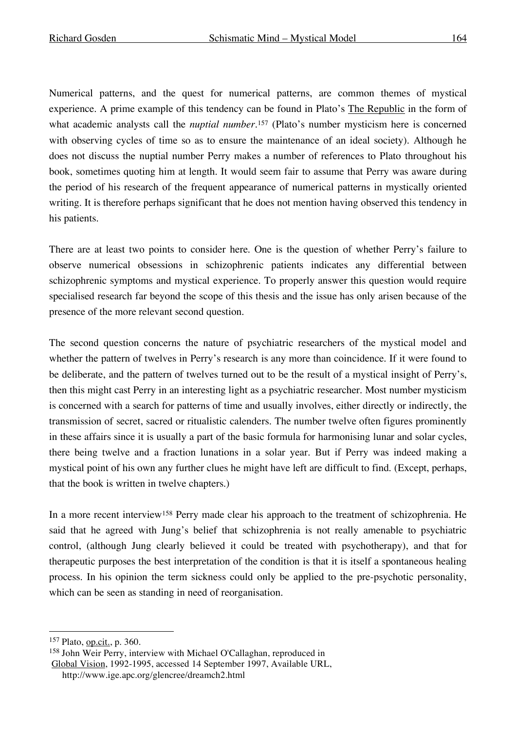Numerical patterns, and the quest for numerical patterns, are common themes of mystical experience. A prime example of this tendency can be found in Plato's The Republic in the form of what academic analysts call the *nuptial number*.[157] (Plato's number mysticism here is concerned with observing cycles of time so as to ensure the maintenance of an ideal society). Although he does not discuss the nuptial number Perry makes a number of references to Plato throughout his book, sometimes quoting him at length. It would seem fair to assume that Perry was aware during the period of his research of the frequent appearance of numerical patterns in mystically oriented writing. It is therefore perhaps significant that he does not mention having observed this tendency in his patients.

There are at least two points to consider here. One is the question of whether Perry's failure to observe numerical obsessions in schizophrenic patients indicates any differential between schizophrenic symptoms and mystical experience. To properly answer this question would require specialised research far beyond the scope of this thesis and the issue has only arisen because of the presence of the more relevant second question.

The second question concerns the nature of psychiatric researchers of the mystical model and whether the pattern of twelves in Perry's research is any more than coincidence. If it were found to be deliberate, and the pattern of twelves turned out to be the result of a mystical insight of Perry's, then this might cast Perry in an interesting light as a psychiatric researcher. Most number mysticism is concerned with a search for patterns of time and usually involves, either directly or indirectly, the transmission of secret, sacred or ritualistic calenders. The number twelve often figures prominently in these affairs since it is usually a part of the basic formula for harmonising lunar and solar cycles, there being twelve and a fraction lunations in a solar year. But if Perry was indeed making a mystical point of his own any further clues he might have left are difficult to find. (Except, perhaps, that the book is written in twelve chapters.)

In a more recent interview[158] Perry made clear his approach to the treatment of schizophrenia. He said that he agreed with Jung's belief that schizophrenia is not really amenable to psychiatric control, (although Jung clearly believed it could be treated with psychotherapy), and that for therapeutic purposes the best interpretation of the condition is that it is itself a spontaneous healing process. In his opinion the term sickness could only be applied to the pre-psychotic personality, which can be seen as standing in need of reorganisation.

---

[157] Plato, op.cit., p. 360.

[158] John Weir Perry, interview with Michael O'Callaghan, reproduced in Global Vision, 1992-1995, accessed 14 September 1997, Available URL, http://www.ige.apc.org/glencree/dreamch2.html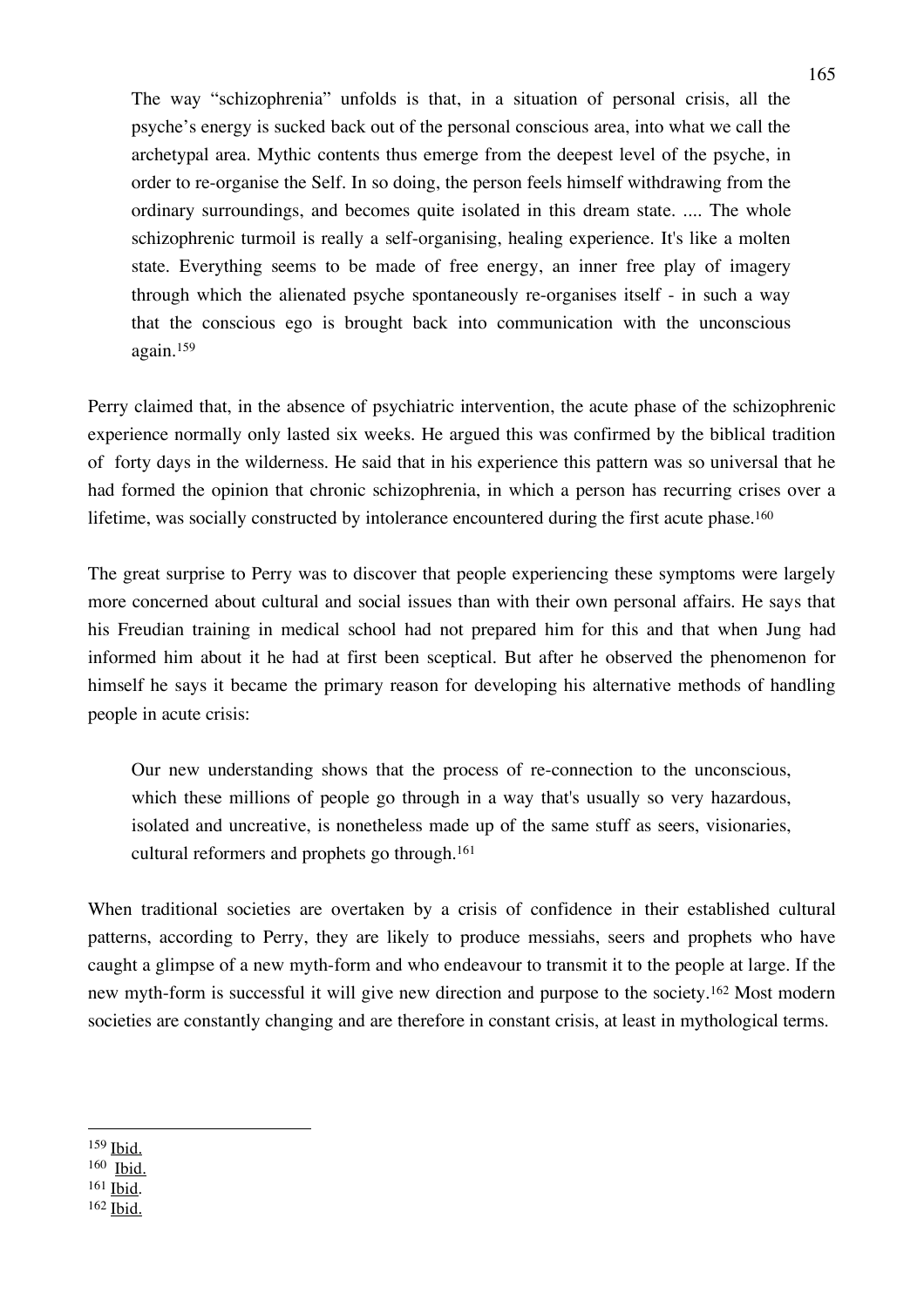> The way "schizophrenia" unfolds is that, in a situation of personal crisis, all the psyche's energy is sucked back out of the personal conscious area, into what we call the archetypal area. Mythic contents thus emerge from the deepest level of the psyche, in order to re-organise the Self. In so doing, the person feels himself withdrawing from the ordinary surroundings, and becomes quite isolated in this dream state. .... The whole schizophrenic turmoil is really a self-organising, healing experience. It's like a molten state. Everything seems to be made of free energy, an inner free play of imagery through which the alienated psyche spontaneously re-organises itself - in such a way that the conscious ego is brought back into communication with the unconscious again.[159]

Perry claimed that, in the absence of psychiatric intervention, the acute phase of the schizophrenic experience normally only lasted six weeks. He argued this was confirmed by the biblical tradition of forty days in the wilderness. He said that in his experience this pattern was so universal that he had formed the opinion that chronic schizophrenia, in which a person has recurring crises over a lifetime, was socially constructed by intolerance encountered during the first acute phase.[160]

The great surprise to Perry was to discover that people experiencing these symptoms were largely more concerned about cultural and social issues than with their own personal affairs. He says that his Freudian training in medical school had not prepared him for this and that when Jung had informed him about it he had at first been sceptical. But after he observed the phenomenon for himself he says it became the primary reason for developing his alternative methods of handling people in acute crisis:

> Our new understanding shows that the process of re-connection to the unconscious, which these millions of people go through in a way that's usually so very hazardous, isolated and uncreative, is nonetheless made up of the same stuff as seers, visionaries, cultural reformers and prophets go through.[161]

When traditional societies are overtaken by a crisis of confidence in their established cultural patterns, according to Perry, they are likely to produce messiahs, seers and prophets who have caught a glimpse of a new myth-form and who endeavour to transmit it to the people at large. If the new myth-form is successful it will give new direction and purpose to the society.[162] Most modern societies are constantly changing and are therefore in constant crisis, at least in mythological terms.

---

[159] Ibid.
[160] Ibid.
[161] Ibid.
[162] Ibid.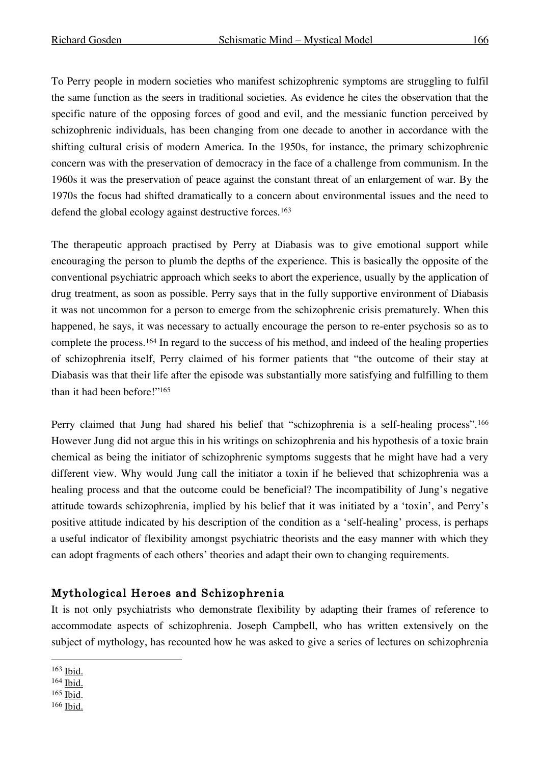To Perry people in modern societies who manifest schizophrenic symptoms are struggling to fulfil the same function as the seers in traditional societies. As evidence he cites the observation that the specific nature of the opposing forces of good and evil, and the messianic function perceived by schizophrenic individuals, has been changing from one decade to another in accordance with the shifting cultural crisis of modern America. In the 1950s, for instance, the primary schizophrenic concern was with the preservation of democracy in the face of a challenge from communism. In the 1960s it was the preservation of peace against the constant threat of an enlargement of war. By the 1970s the focus had shifted dramatically to a concern about environmental issues and the need to defend the global ecology against destructive forces.[163]

The therapeutic approach practised by Perry at Diabasis was to give emotional support while encouraging the person to plumb the depths of the experience. This is basically the opposite of the conventional psychiatric approach which seeks to abort the experience, usually by the application of drug treatment, as soon as possible. Perry says that in the fully supportive environment of Diabasis it was not uncommon for a person to emerge from the schizophrenic crisis prematurely. When this happened, he says, it was necessary to actually encourage the person to re-enter psychosis so as to complete the process.[164] In regard to the success of his method, and indeed of the healing properties of schizophrenia itself, Perry claimed of his former patients that "the outcome of their stay at Diabasis was that their life after the episode was substantially more satisfying and fulfilling to them than it had been before!"[165]

Perry claimed that Jung had shared his belief that "schizophrenia is a self-healing process".[166] However Jung did not argue this in his writings on schizophrenia and his hypothesis of a toxic brain chemical as being the initiator of schizophrenic symptoms suggests that he might have had a very different view. Why would Jung call the initiator a toxin if he believed that schizophrenia was a healing process and that the outcome could be beneficial? The incompatibility of Jung's negative attitude towards schizophrenia, implied by his belief that it was initiated by a 'toxin', and Perry's positive attitude indicated by his description of the condition as a 'self-healing' process, is perhaps a useful indicator of flexibility amongst psychiatric theorists and the easy manner with which they can adopt fragments of each others' theories and adapt their own to changing requirements.

## Mythological Heroes and Schizophrenia

It is not only psychiatrists who demonstrate flexibility by adapting their frames of reference to accommodate aspects of schizophrenia. Joseph Campbell, who has written extensively on the subject of mythology, has recounted how he was asked to give a series of lectures on schizophrenia

---

[163] Ibid.

[164] Ibid.

[165] Ibid.

[166] Ibid.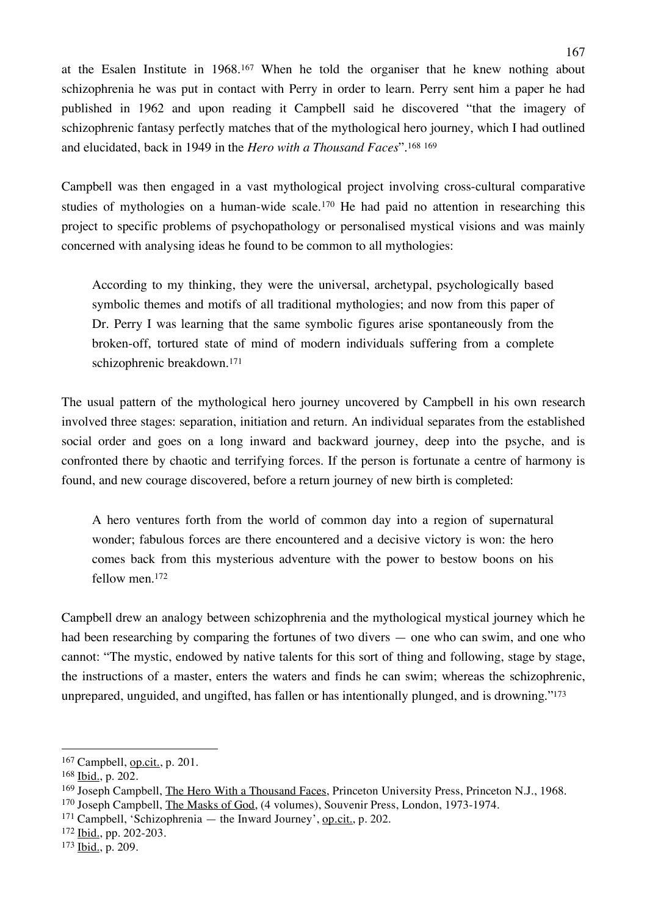at the Esalen Institute in 1968.[167] When he told the organiser that he knew nothing about schizophrenia he was put in contact with Perry in order to learn. Perry sent him a paper he had published in 1962 and upon reading it Campbell said he discovered "that the imagery of schizophrenic fantasy perfectly matches that of the mythological hero journey, which I had outlined and elucidated, back in 1949 in the *Hero with a Thousand Faces*".[168] [169]

Campbell was then engaged in a vast mythological project involving cross-cultural comparative studies of mythologies on a human-wide scale.[170] He had paid no attention in researching this project to specific problems of psychopathology or personalised mystical visions and was mainly concerned with analysing ideas he found to be common to all mythologies:

> According to my thinking, they were the universal, archetypal, psychologically based symbolic themes and motifs of all traditional mythologies; and now from this paper of Dr. Perry I was learning that the same symbolic figures arise spontaneously from the broken-off, tortured state of mind of modern individuals suffering from a complete schizophrenic breakdown.[171]

The usual pattern of the mythological hero journey uncovered by Campbell in his own research involved three stages: separation, initiation and return. An individual separates from the established social order and goes on a long inward and backward journey, deep into the psyche, and is confronted there by chaotic and terrifying forces. If the person is fortunate a centre of harmony is found, and new courage discovered, before a return journey of new birth is completed:

> A hero ventures forth from the world of common day into a region of supernatural wonder; fabulous forces are there encountered and a decisive victory is won: the hero comes back from this mysterious adventure with the power to bestow boons on his fellow men.[172]

Campbell drew an analogy between schizophrenia and the mythological mystical journey which he had been researching by comparing the fortunes of two divers — one who can swim, and one who cannot: "The mystic, endowed by native talents for this sort of thing and following, stage by stage, the instructions of a master, enters the waters and finds he can swim; whereas the schizophrenic, unprepared, unguided, and ungifted, has fallen or has intentionally plunged, and is drowning."[173]

---

[167] Campbell, op.cit., p. 201.
[168] Ibid., p. 202.
[169] Joseph Campbell, The Hero With a Thousand Faces, Princeton University Press, Princeton N.J., 1968.
[170] Joseph Campbell, The Masks of God, (4 volumes), Souvenir Press, London, 1973-1974.
[171] Campbell, 'Schizophrenia — the Inward Journey', op.cit., p. 202.
[172] Ibid., pp. 202-203.
[173] Ibid., p. 209.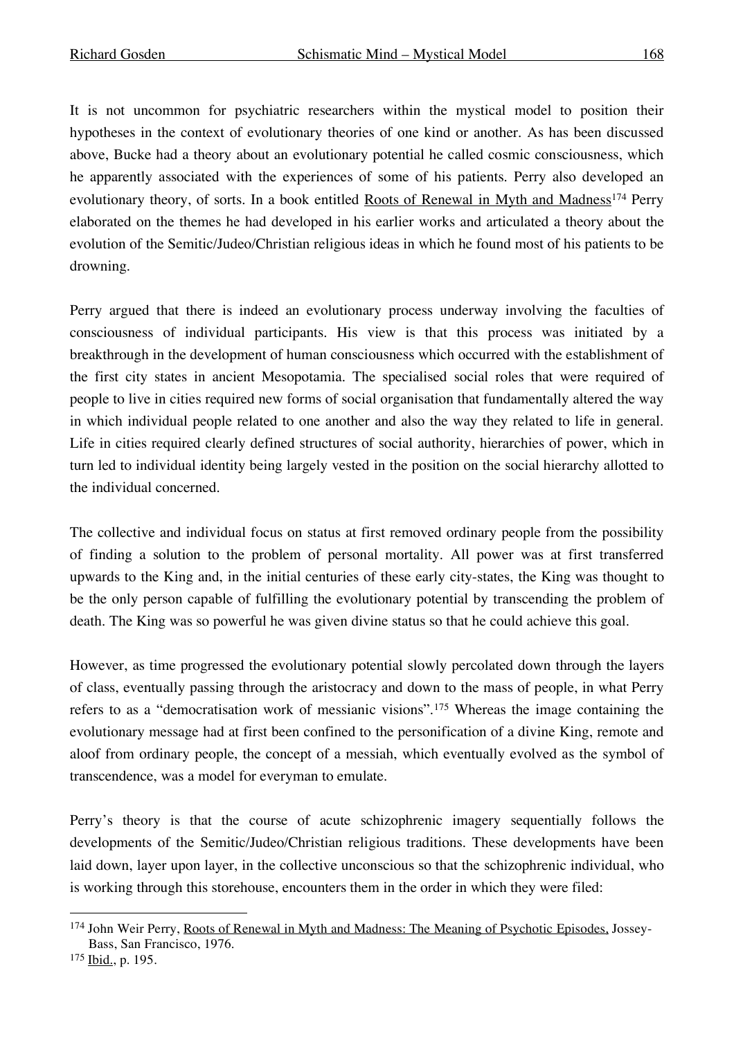It is not uncommon for psychiatric researchers within the mystical model to position their hypotheses in the context of evolutionary theories of one kind or another. As has been discussed above, Bucke had a theory about an evolutionary potential he called cosmic consciousness, which he apparently associated with the experiences of some of his patients. Perry also developed an evolutionary theory, of sorts. In a book entitled Roots of Renewal in Myth and Madness[174] Perry elaborated on the themes he had developed in his earlier works and articulated a theory about the evolution of the Semitic/Judeo/Christian religious ideas in which he found most of his patients to be drowning.

Perry argued that there is indeed an evolutionary process underway involving the faculties of consciousness of individual participants. His view is that this process was initiated by a breakthrough in the development of human consciousness which occurred with the establishment of the first city states in ancient Mesopotamia. The specialised social roles that were required of people to live in cities required new forms of social organisation that fundamentally altered the way in which individual people related to one another and also the way they related to life in general. Life in cities required clearly defined structures of social authority, hierarchies of power, which in turn led to individual identity being largely vested in the position on the social hierarchy allotted to the individual concerned.

The collective and individual focus on status at first removed ordinary people from the possibility of finding a solution to the problem of personal mortality. All power was at first transferred upwards to the King and, in the initial centuries of these early city-states, the King was thought to be the only person capable of fulfilling the evolutionary potential by transcending the problem of death. The King was so powerful he was given divine status so that he could achieve this goal.

However, as time progressed the evolutionary potential slowly percolated down through the layers of class, eventually passing through the aristocracy and down to the mass of people, in what Perry refers to as a "democratisation work of messianic visions".[175] Whereas the image containing the evolutionary message had at first been confined to the personification of a divine King, remote and aloof from ordinary people, the concept of a messiah, which eventually evolved as the symbol of transcendence, was a model for everyman to emulate.

Perry's theory is that the course of acute schizophrenic imagery sequentially follows the developments of the Semitic/Judeo/Christian religious traditions. These developments have been laid down, layer upon layer, in the collective unconscious so that the schizophrenic individual, who is working through this storehouse, encounters them in the order in which they were filed:

---

[174] John Weir Perry, Roots of Renewal in Myth and Madness: The Meaning of Psychotic Episodes, Jossey-Bass, San Francisco, 1976.

[175] Ibid., p. 195.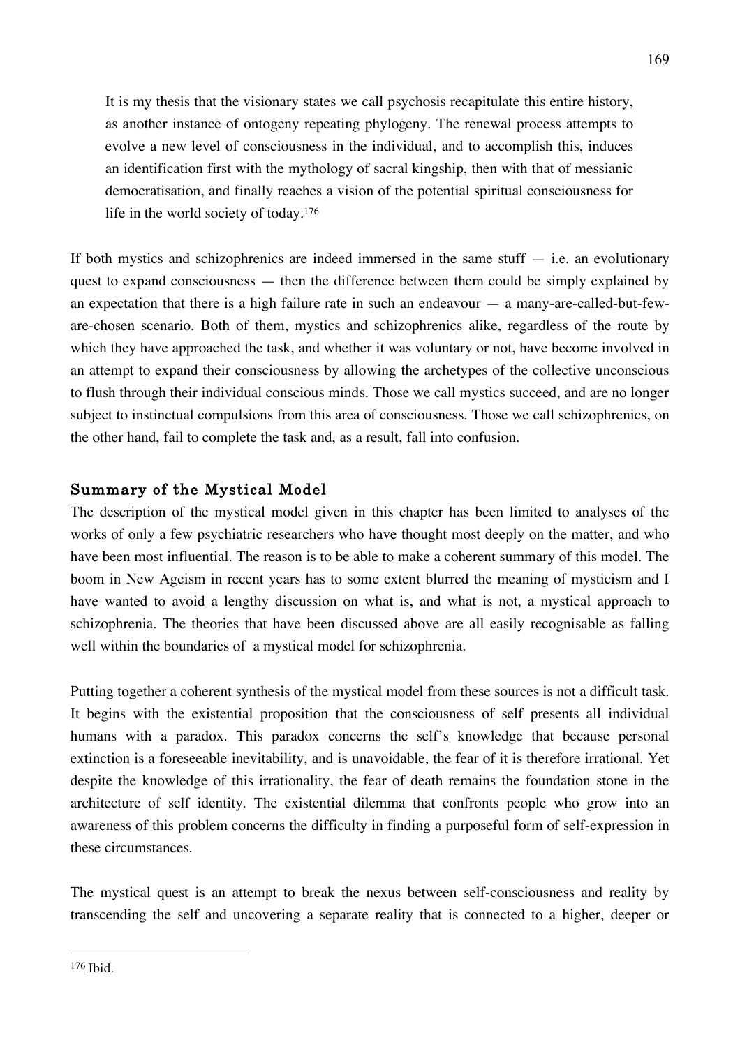> It is my thesis that the visionary states we call psychosis recapitulate this entire history, as another instance of ontogeny repeating phylogeny. The renewal process attempts to evolve a new level of consciousness in the individual, and to accomplish this, induces an identification first with the mythology of sacral kingship, then with that of messianic democratisation, and finally reaches a vision of the potential spiritual consciousness for life in the world society of today.[176]

If both mystics and schizophrenics are indeed immersed in the same stuff — i.e. an evolutionary quest to expand consciousness — then the difference between them could be simply explained by an expectation that there is a high failure rate in such an endeavour — a many-are-called-but-few-are-chosen scenario. Both of them, mystics and schizophrenics alike, regardless of the route by which they have approached the task, and whether it was voluntary or not, have become involved in an attempt to expand their consciousness by allowing the archetypes of the collective unconscious to flush through their individual conscious minds. Those we call mystics succeed, and are no longer subject to instinctual compulsions from this area of consciousness. Those we call schizophrenics, on the other hand, fail to complete the task and, as a result, fall into confusion.

## Summary of the Mystical Model

The description of the mystical model given in this chapter has been limited to analyses of the works of only a few psychiatric researchers who have thought most deeply on the matter, and who have been most influential. The reason is to be able to make a coherent summary of this model. The boom in New Ageism in recent years has to some extent blurred the meaning of mysticism and I have wanted to avoid a lengthy discussion on what is, and what is not, a mystical approach to schizophrenia. The theories that have been discussed above are all easily recognisable as falling well within the boundaries of a mystical model for schizophrenia.

Putting together a coherent synthesis of the mystical model from these sources is not a difficult task. It begins with the existential proposition that the consciousness of self presents all individual humans with a paradox. This paradox concerns the self's knowledge that because personal extinction is a foreseeable inevitability, and is unavoidable, the fear of it is therefore irrational. Yet despite the knowledge of this irrationality, the fear of death remains the foundation stone in the architecture of self identity. The existential dilemma that confronts people who grow into an awareness of this problem concerns the difficulty in finding a purposeful form of self-expression in these circumstances.

The mystical quest is an attempt to break the nexus between self-consciousness and reality by transcending the self and uncovering a separate reality that is connected to a higher, deeper or

---

[176] Ibid.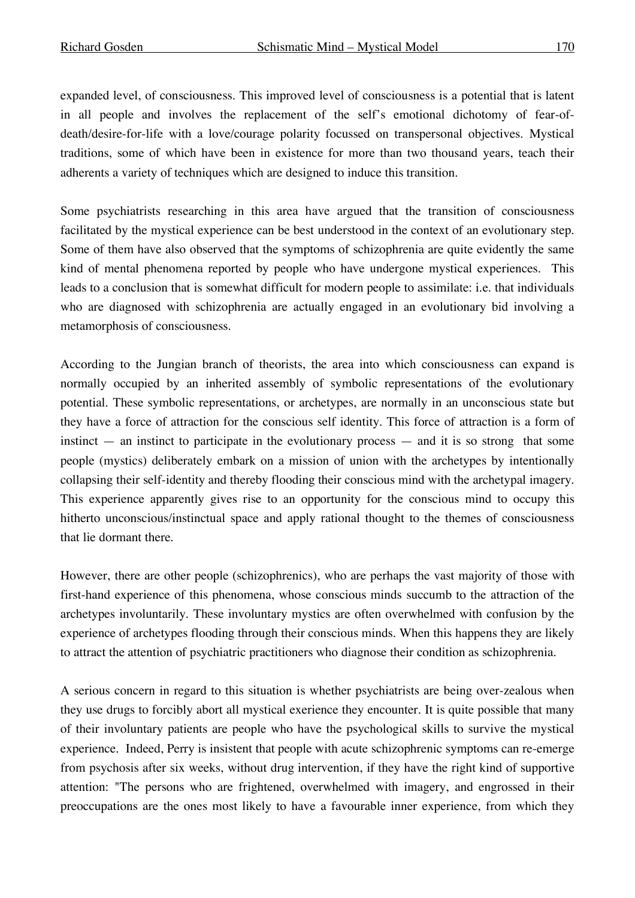expanded level, of consciousness. This improved level of consciousness is a potential that is latent in all people and involves the replacement of the self's emotional dichotomy of fear-of-death/desire-for-life with a love/courage polarity focussed on transpersonal objectives. Mystical traditions, some of which have been in existence for more than two thousand years, teach their adherents a variety of techniques which are designed to induce this transition.

Some psychiatrists researching in this area have argued that the transition of consciousness facilitated by the mystical experience can be best understood in the context of an evolutionary step. Some of them have also observed that the symptoms of schizophrenia are quite evidently the same kind of mental phenomena reported by people who have undergone mystical experiences. This leads to a conclusion that is somewhat difficult for modern people to assimilate: i.e. that individuals who are diagnosed with schizophrenia are actually engaged in an evolutionary bid involving a metamorphosis of consciousness.

According to the Jungian branch of theorists, the area into which consciousness can expand is normally occupied by an inherited assembly of symbolic representations of the evolutionary potential. These symbolic representations, or archetypes, are normally in an unconscious state but they have a force of attraction for the conscious self identity. This force of attraction is a form of instinct — an instinct to participate in the evolutionary process — and it is so strong that some people (mystics) deliberately embark on a mission of union with the archetypes by intentionally collapsing their self-identity and thereby flooding their conscious mind with the archetypal imagery. This experience apparently gives rise to an opportunity for the conscious mind to occupy this hitherto unconscious/instinctual space and apply rational thought to the themes of consciousness that lie dormant there.

However, there are other people (schizophrenics), who are perhaps the vast majority of those with first-hand experience of this phenomena, whose conscious minds succumb to the attraction of the archetypes involuntarily. These involuntary mystics are often overwhelmed with confusion by the experience of archetypes flooding through their conscious minds. When this happens they are likely to attract the attention of psychiatric practitioners who diagnose their condition as schizophrenia.

A serious concern in regard to this situation is whether psychiatrists are being over-zealous when they use drugs to forcibly abort all mystical exerience they encounter. It is quite possible that many of their involuntary patients are people who have the psychological skills to survive the mystical experience. Indeed, Perry is insistent that people with acute schizophrenic symptoms can re-emerge from psychosis after six weeks, without drug intervention, if they have the right kind of supportive attention: "The persons who are frightened, overwhelmed with imagery, and engrossed in their preoccupations are the ones most likely to have a favourable inner experience, from which they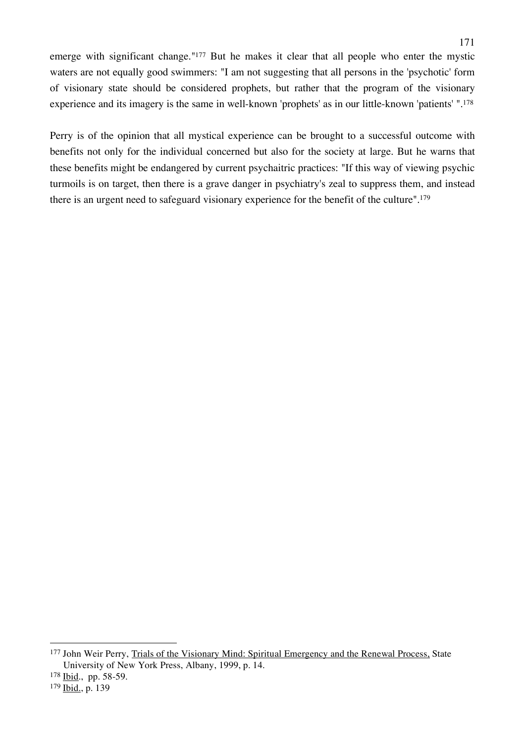emerge with significant change."[177] But he makes it clear that all people who enter the mystic waters are not equally good swimmers: "I am not suggesting that all persons in the 'psychotic' form of visionary state should be considered prophets, but rather that the program of the visionary experience and its imagery is the same in well-known 'prophets' as in our little-known 'patients' ".[178]

Perry is of the opinion that all mystical experience can be brought to a successful outcome with benefits not only for the individual concerned but also for the society at large. But he warns that these benefits might be endangered by current psychaitric practices: "If this way of viewing psychic turmoils is on target, then there is a grave danger in psychiatry's zeal to suppress them, and instead there is an urgent need to safeguard visionary experience for the benefit of the culture".[179]

---

[177] John Weir Perry, Trials of the Visionary Mind: Spiritual Emergency and the Renewal Process, State University of New York Press, Albany, 1999, p. 14.

[178] Ibid., pp. 58-59.

[179] Ibid., p. 139